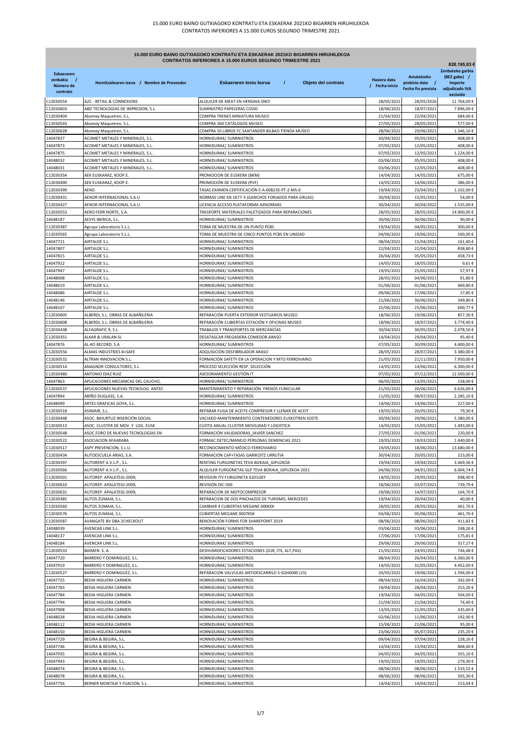# 15.000 EURO BAINO GUTXIAGOKO KONTRATU ETA ESKAERAK 2021KO BIGARREN HIRUHILEKOA
## CONTRATOS INFERIORES A 15.000 EUROS SEGUNDO TRIMESTRE 2021

**15.000 EURO BAINO GUTXIAGOKO KONTRATU ETA ESKAERAK 2021KO BIGARREN HIRUHILEKOA**
**CONTRATOS INFERIORES A 15.000 EUROS SEGUNDO TRIMESTRE 2021**

**828.195,93 €**

| Eskaeraren zenbakia / Número de contrato | Hornitzailearen izena / Nombre de Proveedor | Eskaeraren testu burua / Objeto del contrato | Hasiera data / Fecha inicio | Amaietzeko prebisio data / Fecha fin prevista | Zenbateko garbia (BEZ gabe) / Importe adjudicado IVA excluido |
|---|---|---|---|---|---|
| C12030554 | A2C - RETAIL & CONNEXIONS | ALQUILER DE MEAT EN HENDAIA SNCF | 28/05/2021 | 28/05/2026 | 11.764,00 € |
| C12030603 | ABD TECNOLOGIAS DE IMPRESION, S.L. | SUMINISTRO PAPELERAS COVID | 18/06/2021 | 18/07/2021 | 7.896,00 € |
| C12030404 | Abomey Maquetren, S.L. | COMPRA TRENES MINIATURA MUSEO | 21/04/2021 | 22/04/2021 | 684,00 € |
| C12030543 | Abomey Maquetren, S.L. | COMPRA 300 CATÁLOGOS MUSEO | 27/05/2021 | 28/05/2021 | 577,00 € |
| C12030628 | Abomey Maquetren, S.L. | COMPRA 50 LIBROS FC SANTANDER BILBAO TIENDA MUSEO | 28/06/2021 | 29/06/2021 | 1.346,10 € |
| 14047837 | ACOMET METALES Y MINERALES, S.L. | HORNIDURAK/ SUMINISTROS | 30/04/2021 | 05/05/2021 | 408,00 € |
| 14047873 | ACOMET METALES Y MINERALES, S.L. | HORNIDURAK/ SUMINISTROS | 07/05/2021 | 12/05/2021 | 408,00 € |
| 14047875 | ACOMET METALES Y MINERALES, S.L. | HORNIDURAK/ SUMINISTROS | 07/05/2021 | 12/05/2021 | 1.224,00 € |
| 14048032 | ACOMET METALES Y MINERALES, S.L. | HORNIDURAK/ SUMINISTROS | 03/06/2021 | 05/05/2021 | 408,00 € |
| 14048031 | ACOMET METALES Y MINERALES, S.L. | HORNIDURAK/ SUMINISTROS | 03/06/2021 | 12/05/2021 | 408,00 € |
| C12030354 | AEK EUSKARAZ, KOOP.E. | PROMOCION DE EUSKERA (BKM) | 14/04/2021 | 14/05/2021 | 675,00 € |
| C12030490 | AEK EUSKARAZ, KOOP.E. | PROMOCIÓN DE EUSKERA (PVF) | 14/05/2021 | 14/06/2021 | 386,00 € |
| C12030399 | AEND | TASAS EXAMEN CERTIFICACIÓN E-A-008235-PT-2-MS-0 | 19/04/2021 | 23/04/2021 | 1.102,00 € |
| C12030431 | AENOR INTERNACIONAL S.A.U | NORMAS UNE EN 1677-3 (GANCHOS FORJADOS PARA GRUAS) | 30/04/2021 | 15/05/2021 | 54,00 € |
| C12030427 | AENOR INTERNACIONAL S.A.U | LICENCIA ACCESO PLATAFORMA AENORMAS | 30/04/2021 | 30/04/2022 | 1.535,00 € |
| C12030553 | AERO-FERR NORTE, S.A. | TRASPORTE MATERIALES PALETIZADOS PARA REPARACIONES | 28/05/2021 | 28/05/2022 | 14.900,00 € |
| 14048187 | AESYS IBERICA, S.L. | HORNIDURAK/ SUMINISTROS | 30/06/2021 | 30/06/2021 | 90,00 € |
| C12030387 | Agrupa Laboratorio S.L.L. | TOMA DE MUESTRA DE UN PUNTO PCBS | 19/04/2021 | 04/05/2021 | 300,00 € |
| C12030565 | Agrupa Laboratorio S.L.L. | TOMA DE MUESTRA DE CINCO PUNTOS PCBS EN UNIDAD | 04/06/2021 | 19/06/2021 | 500,00 € |
| 14047721 | AIRTALDE S.L. | HORNIDURAK/ SUMINISTROS | 08/04/2021 | 15/04/2021 | 161,40 € |
| 14047807 | AIRTALDE S.L. | HORNIDURAK/ SUMINISTROS | 22/04/2021 | 22/04/2021 | 838,80 € |
| 14047815 | AIRTALDE S.L. | HORNIDURAK/ SUMINISTROS | 26/04/2021 | 05/05/2021 | 458,73 € |
| 14047922 | AIRTALDE S.L. | HORNIDURAK/ SUMINISTROS | 14/05/2021 | 18/05/2021 | 9,61 € |
| 14047947 | AIRTALDE S.L. | HORNIDURAK/ SUMINISTROS | 19/05/2021 | 25/05/2021 | 57,97 € |
| 14048008 | AIRTALDE S.L. | HORNIDURAK/ SUMINISTROS | 28/05/2021 | 04/06/2021 | 91,80 € |
| 14048019 | AIRTALDE S.L. | HORNIDURAK/ SUMINISTROS | 01/06/2021 | 01/06/2021 | 469,80 € |
| 14048086 | AIRTALDE S.L. | HORNIDURAK/ SUMINISTROS | 09/06/2021 | 17/06/2021 | 17,85 € |
| 14048146 | AIRTALDE S.L. | HORNIDURAK/ SUMINISTROS | 21/06/2021 | 30/06/2021 | 349,80 € |
| 14048167 | AIRTALDE S.L. | HORNIDURAK/ SUMINISTROS | 25/06/2021 | 25/06/2021 | 600,77 € |
| C12030605 | ALBERDI, S.L. OBRAS DE ALBAÑILERIA | REPARACIÓN PUERTA EXTERIOR VESTUARIOS MUSEO | 18/06/2021 | 19/06/2021 | 857,30 € |
| C12030608 | ALBERDI, S.L. OBRAS DE ALBAÑILERIA | REPARACIÓN CUBIERTAS ESTACIÓN Y OFICINAS MUSEO | 18/06/2021 | 18/07/2021 | 3.774,40 € |
| C12030438 | ALFAGRAFIC 9, S.L. | TRABAJOS Y TRANSPORTES DE MERCANCÍAS | 30/04/2021 | 30/05/2021 | 2.078,50 € |
| C12030351 | ALKAR & URALAN SL | DESATASCAR FREGADERA COMEDOR.ARASO | 14/04/2021 | 29/04/2021 | 95,40 € |
| 14047876 | AL-KO RECORD, S.A | HORNIDURAK/ SUMINISTROS | 07/05/2021 | 30/09/2021 | 4.400,00 € |
| C12030556 | ALMAS INDUSTRIES B+SAFE | ADQUISICIÓN DESFIBRILADOR ARASO | 28/05/2021 | 28/07/2021 | 3.380,00 € |
| C12030532 | ALTRAN INNOVACION S.L. | FORMACIÓN SAFETY EN LA OPERACION Y MTO FERROVIARIO | 21/05/2021 | 21/11/2021 | 7.950,00 € |
| C12030514 | ANAGNOR CONSULTORES, S.L. | PROCESO SELECCIÓN RESP. SELECCIÓN | 14/05/2021 | 14/06/2021 | 6.300,00 € |
| C12030480 | ANTONIO DIAZ RUIZ | ASESORAMIENTO GESTIÓN IT | 07/05/2021 | 07/12/2021 | 12.500,00 € |
| 14047863 | APLICACIONES MECANICAS DEL CAUCHO, | HORNIDURAK/ SUMINISTROS | 06/05/2021 | 13/05/2021 | 158,00 € |
| C12030537 | APLICACIONES NUEVAS TECNOLOG. ANTEC | MANTENIMIENTO Y REPARACIÓN FRENOS FUNICULAR | 21/05/2021 | 20/06/2021 | 6.626,00 € |
| 14047894 | ARIÑO DUGLASS, S.A. | HORNIDURAK/ SUMINISTROS | 11/05/2021 | 08/07/2021 | 2.285,10 € |
| 14048099 | ARTES GRAFICAS GOYA, S.L. | HORNIDURAK/ SUMINISTROS | 14/06/2021 | 14/06/2021 | 227,00 € |
| C12030518 | ASIMAIR, S.L. | REPARAR FUGA DE ACEITE COMPRESOR Y LLENAR DE ACEIT | 19/05/2021 | 20/05/2021 | 79,30 € |
| C12030448 | ASOC. BIHURTUZ INSERCIÓN SOCIAL | VACIADO-MANTENIMIENTO CONTENEDORES EUSKOTREN SOSTE | 30/04/2021 | 29/06/2021 | 5.380,00 € |
| C12030513 | ASOC. CLUSTER DE MOV. Y LOG. EUSK | CUOTA ANUAL CLUSTER MOVILIDAD Y LOGISTICA | 14/05/2021 | 15/05/2021 | 1.493,00 € |
| C12030548 | ASOC.FORO DE NUEVAS TECNOLOGÍAS EN | FORMACIÓN VALIDADORAS_JAVIER SANCHEZ | 27/05/2021 | 01/06/2021 | 220,00 € |
| C12030522 | ASOCIACION AFAARABA | FORMAC DETEC/MANEJO PERSONAS DEMENCIAS 2021 | 19/05/2021 | 19/03/2022 | 1.440,00 € |
| C12030517 | ASPY PREVENCION, S.L.U. | RECONOCIMIENTO MÉDICO FERROVIARIO | 19/05/2021 | 18/06/2021 | 13.680,00 € |
| C12030434 | AUTOESCUELA ARIAS, S.A. | FORMACIÓN CAP+TASAS GARIKOITZ URRUTIA | 30/04/2021 | 20/05/2021 | 223,00 € |
| C12030397 | AUTORENT A.V.L.P., S.L. | RENTING FURGONETAS TEVA BIZKAIA_GIPUZKOA | 19/04/2021 | 19/04/2022 | 3.469,36 € |
| C12030566 | AUTORENT A.V.L.P., S.L. | ALQUILER FURGONETAS GLP TEVA BIZKAIA_GIPUZKOA 2021 | 04/06/2021 | 04/01/2022 | 6.004,74 € |
| C12030501 | AUTOREP. APALATEGI-2009, | REVISION ITV FURGONETA 6201GKY | 14/05/2021 | 29/05/2021 | 698,40 € |
| C12030610 | AUTOREP. APALATEGI-2009, | REVISIÓN DIC-500 | 18/06/2021 | 03/07/2021 | 739,79 € |
| C12030631 | AUTOREP. APALATEGI-2009, | REPARACION DE MOTOCOMPRESOR | 29/06/2021 | 14/07/2021 | 164,70 € |
| C12030385 | AUTOS ZUMAIA, S.L. | REPARACION DE DOS PINCHAZOS DE TURISMO, MERCEDES | 19/04/2021 | 20/04/2021 | 40,00 € |
| C12030560 | AUTOS ZUMAIA, S.L. | CAMBIAR 4 CUBIERTAS MEGANE 000KSK | 28/05/2021 | 28/05/2021 | 461,76 € |
| C12030576 | AUTOS ZUMAIA, S.L. | CUBIERTAS MEGANE 0007KSK | 04/06/2021 | 05/06/2021 | 461,76 € |
| C12030587 | AVANGATE BV DBA 2CHECKOUT | RENOVACIÓN FORMS FOR SHAREPOINT 2019 | 08/06/2021 | 08/06/2022 | 411,82 € |
| 14048039 | AVENCAR LINK S.L. | HORNIDURAK/ SUMINISTROS | 03/06/2021 | 03/06/2021 | 248,26 € |
| 14048137 | AVENCAR LINK S.L. | HORNIDURAK/ SUMINISTROS | 17/06/2021 | 17/06/2021 | 175,81 € |
| 14048184 | AVENCAR LINK S.L. | HORNIDURAK/ SUMINISTROS | 29/06/2021 | 29/06/2021 | 317,27 € |
| C12030533 | BAIMEN S. A. | DESHUMIDIFICADORES ESTACIONES (ZUR, ITX, ALT,PAS) | 21/05/2021 | 24/05/2021 | 744,48 € |
| 14047720 | BARRERO Y DOMINGUEZ, S.L. | HORNIDURAK/ SUMINISTROS | 08/04/2021 | 26/04/2021 | 6.360,00 € |
| 14047919 | BARRERO Y DOMINGUEZ, S.L. | HORNIDURAK/ SUMINISTROS | 14/05/2021 | 31/05/2021 | 4.452,00 € |
| C12030527 | BARRERO Y DOMINGUEZ, S.L. | REPARACION VALVULAS ANTIDESCARRILO S-SGH6000 (15) | 20/05/2021 | 19/06/2021 | 1.594,00 € |
| 14047725 | BEDIA HIGUERA CARMEN | HORNIDURAK/ SUMINISTROS | 08/04/2021 | 16/04/2021 | 342,00 € |
| 14047783 | BEDIA HIGUERA CARMEN | HORNIDURAK/ SUMINISTROS | 19/04/2021 | 28/04/2021 | 253,20 € |
| 14047784 | BEDIA HIGUERA CARMEN | HORNIDURAK/ SUMINISTROS | 19/04/2021 | 04/05/2021 | 504,00 € |
| 14047794 | BEDIA HIGUERA CARMEN | HORNIDURAK/ SUMINISTROS | 21/04/2021 | 21/04/2021 | 74,40 € |
| 14047908 | BEDIA HIGUERA CARMEN | HORNIDURAK/ SUMINISTROS | 13/05/2021 | 21/05/2021 | 435,60 € |
| 14048028 | BEDIA HIGUERA CARMEN | HORNIDURAK/ SUMINISTROS | 02/06/2021 | 11/06/2021 | 192,90 € |
| 14048112 | BEDIA HIGUERA CARMEN | HORNIDURAK/ SUMINISTROS | 15/06/2021 | 21/06/2021 | 95,00 € |
| 14048150 | BEDIA HIGUERA CARMEN | HORNIDURAK/ SUMINISTROS | 23/06/2021 | 05/07/2021 | 235,20 € |
| 14047729 | BEGIRA & BEGIRA, S.L. | HORNIDURAK/ SUMINISTROS | 09/04/2021 | 07/04/2021 | 228,16 € |
| 14047746 | BEGIRA & BEGIRA, S.L. | HORNIDURAK/ SUMINISTROS | 14/04/2021 | 13/04/2021 | 868,40 € |
| 14047935 | BEGIRA & BEGIRA, S.L. | HORNIDURAK/ SUMINISTROS | 04/05/2021 | 04/05/2021 | 355,10 € |
| 14047943 | BEGIRA & BEGIRA, S.L. | HORNIDURAK/ SUMINISTROS | 19/05/2021 | 19/05/2021 | 279,30 € |
| 14048074 | BEGIRA & BEGIRA, S.L. | HORNIDURAK/ SUMINISTROS | 08/06/2021 | 08/06/2021 | 1.533,52 € |
| 14048078 | BEGIRA & BEGIRA, S.L. | HORNIDURAK/ SUMINISTROS | 08/06/2021 | 08/06/2021 | 505,30 € |
| 14047756 | BERNER MONTAJE Y FIJACION, S.L. | HORNIDURAK/ SUMINISTROS | 14/04/2021 | 14/04/2021 | 153,04 € |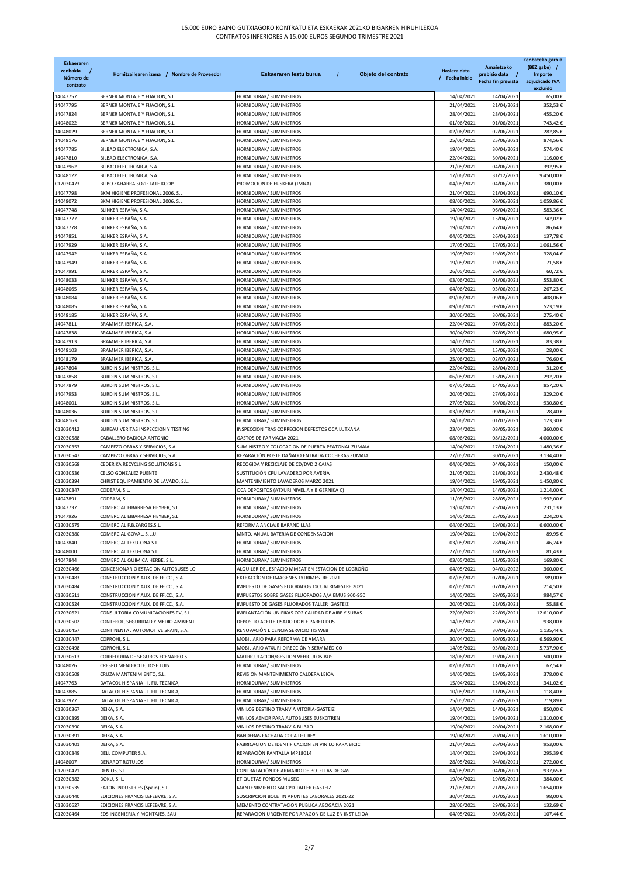# 15.000 EURO BAINO GUTXIAGOKO KONTRATU ETA ESKAERAK 2021KO BIGARREN HIRUHILEKOA
## CONTRATOS INFERIORES A 15.000 EUROS SEGUNDO TRIMESTRE 2021

| Eskaeraren zenbakia / Número de contrato | Hornitzailearen izena / Nombre de Proveedor | Eskaeraren testu burua / Objeto del contrato | Hasiera data / Fecha inicio | Amaietzeko prebisio data / Fecha fin prevista | Zenbateko garbia (BEZ gabe) / Importe adjudicado IVA excluido |
|---|---|---|---|---|---|
| 14047757 | BERNER MONTAJE Y FIJACION, S.L. | HORNIDURAK/ SUMINISTROS | 14/04/2021 | 14/04/2021 | 65,00 € |
| 14047795 | BERNER MONTAJE Y FIJACION, S.L. | HORNIDURAK/ SUMINISTROS | 21/04/2021 | 21/04/2021 | 352,53 € |
| 14047824 | BERNER MONTAJE Y FIJACION, S.L. | HORNIDURAK/ SUMINISTROS | 28/04/2021 | 28/04/2021 | 455,20 € |
| 14048022 | BERNER MONTAJE Y FIJACION, S.L. | HORNIDURAK/ SUMINISTROS | 01/06/2021 | 01/06/2021 | 743,42 € |
| 14048029 | BERNER MONTAJE Y FIJACION, S.L. | HORNIDURAK/ SUMINISTROS | 02/06/2021 | 02/06/2021 | 282,85 € |
| 14048176 | BERNER MONTAJE Y FIJACION, S.L. | HORNIDURAK/ SUMINISTROS | 25/06/2021 | 25/06/2021 | 874,56 € |
| 14047785 | BILBAO ELECTRONICA, S.A. | HORNIDURAK/ SUMINISTROS | 19/04/2021 | 30/04/2021 | 574,40 € |
| 14047810 | BILBAO ELECTRONICA, S.A. | HORNIDURAK/ SUMINISTROS | 22/04/2021 | 30/04/2021 | 116,00 € |
| 14047962 | BILBAO ELECTRONICA, S.A. | HORNIDURAK/ SUMINISTROS | 21/05/2021 | 04/06/2021 | 392,95 € |
| 14048122 | BILBAO ELECTRONICA, S.A. | HORNIDURAK/ SUMINISTROS | 17/06/2021 | 31/12/2021 | 9.450,00 € |
| C12030473 | BILBO ZAHARRA SOZIETATE KOOP | PROMOCION DE EUSKERA (JMNA) | 04/05/2021 | 04/06/2021 | 380,00 € |
| 14047798 | BKM HIGIENE PROFESIONAL 2006, S.L. | HORNIDURAK/ SUMINISTROS | 21/04/2021 | 21/04/2021 | 690,10 € |
| 14048072 | BKM HIGIENE PROFESIONAL 2006, S.L. | HORNIDURAK/ SUMINISTROS | 08/06/2021 | 08/06/2021 | 1.059,86 € |
| 14047748 | BLINKER ESPAÑA, S.A. | HORNIDURAK/ SUMINISTROS | 14/04/2021 | 06/04/2021 | 583,36 € |
| 14047777 | BLINKER ESPAÑA, S.A. | HORNIDURAK/ SUMINISTROS | 19/04/2021 | 15/04/2021 | 742,02 € |
| 14047778 | BLINKER ESPAÑA, S.A. | HORNIDURAK/ SUMINISTROS | 19/04/2021 | 27/04/2021 | 86,64 € |
| 14047851 | BLINKER ESPAÑA, S.A. | HORNIDURAK/ SUMINISTROS | 04/05/2021 | 26/04/2021 | 137,78 € |
| 14047929 | BLINKER ESPAÑA, S.A. | HORNIDURAK/ SUMINISTROS | 17/05/2021 | 17/05/2021 | 1.061,56 € |
| 14047942 | BLINKER ESPAÑA, S.A. | HORNIDURAK/ SUMINISTROS | 19/05/2021 | 19/05/2021 | 328,04 € |
| 14047949 | BLINKER ESPAÑA, S.A. | HORNIDURAK/ SUMINISTROS | 19/05/2021 | 19/05/2021 | 71,58 € |
| 14047991 | BLINKER ESPAÑA, S.A. | HORNIDURAK/ SUMINISTROS | 26/05/2021 | 26/05/2021 | 60,72 € |
| 14048033 | BLINKER ESPAÑA, S.A. | HORNIDURAK/ SUMINISTROS | 03/06/2021 | 01/06/2021 | 553,80 € |
| 14048065 | BLINKER ESPAÑA, S.A. | HORNIDURAK/ SUMINISTROS | 04/06/2021 | 03/06/2021 | 267,23 € |
| 14048084 | BLINKER ESPAÑA, S.A. | HORNIDURAK/ SUMINISTROS | 09/06/2021 | 09/06/2021 | 408,06 € |
| 14048085 | BLINKER ESPAÑA, S.A. | HORNIDURAK/ SUMINISTROS | 09/06/2021 | 09/06/2021 | 523,19 € |
| 14048185 | BLINKER ESPAÑA, S.A. | HORNIDURAK/ SUMINISTROS | 30/06/2021 | 30/06/2021 | 275,40 € |
| 14047811 | BRAMMER IBERICA, S.A. | HORNIDURAK/ SUMINISTROS | 22/04/2021 | 07/05/2021 | 883,20 € |
| 14047838 | BRAMMER IBERICA, S.A. | HORNIDURAK/ SUMINISTROS | 30/04/2021 | 07/05/2021 | 680,95 € |
| 14047913 | BRAMMER IBERICA, S.A. | HORNIDURAK/ SUMINISTROS | 14/05/2021 | 18/05/2021 | 83,38 € |
| 14048103 | BRAMMER IBERICA, S.A. | HORNIDURAK/ SUMINISTROS | 14/06/2021 | 15/06/2021 | 28,00 € |
| 14048179 | BRAMMER IBERICA, S.A. | HORNIDURAK/ SUMINISTROS | 25/06/2021 | 02/07/2021 | 76,60 € |
| 14047804 | BURDIN SUMINISTROS, S.L. | HORNIDURAK/ SUMINISTROS | 22/04/2021 | 28/04/2021 | 31,20 € |
| 14047858 | BURDIN SUMINISTROS, S.L. | HORNIDURAK/ SUMINISTROS | 06/05/2021 | 13/05/2021 | 292,20 € |
| 14047879 | BURDIN SUMINISTROS, S.L. | HORNIDURAK/ SUMINISTROS | 07/05/2021 | 14/05/2021 | 857,20 € |
| 14047953 | BURDIN SUMINISTROS, S.L. | HORNIDURAK/ SUMINISTROS | 20/05/2021 | 27/05/2021 | 329,20 € |
| 14048001 | BURDIN SUMINISTROS, S.L. | HORNIDURAK/ SUMINISTROS | 27/05/2021 | 30/06/2021 | 930,80 € |
| 14048036 | BURDIN SUMINISTROS, S.L. | HORNIDURAK/ SUMINISTROS | 03/06/2021 | 09/06/2021 | 28,40 € |
| 14048163 | BURDIN SUMINISTROS, S.L. | HORNIDURAK/ SUMINISTROS | 24/06/2021 | 01/07/2021 | 123,30 € |
| C12030412 | BUREAU VERITAS INSPECCION Y TESTING | INSPECCION TRAS CORRECION DEFECTOS OCA LUTXANA | 23/04/2021 | 08/05/2021 | 360,00 € |
| C12030588 | CABALLERO BADIOLA ANTONIO | GASTOS DE FARMACIA 2021 | 08/06/2021 | 08/12/2021 | 4.000,00 € |
| C12030353 | CAMPEZO OBRAS Y SERVICIOS, S.A. | SUMINISTRO Y COLOCACION DE PUERTA PEATONAL ZUMAIA | 14/04/2021 | 17/04/2021 | 1.480,36 € |
| C12030547 | CAMPEZO OBRAS Y SERVICIOS, S.A. | REPARACIÓN POSTE DAÑADO ENTRADA COCHERAS ZUMAIA | 27/05/2021 | 30/05/2021 | 3.134,40 € |
| C12030568 | CEDERIKA RECYCLING SOLUTIONS S.L | RECOGIDA Y RECICLAJE DE CD/DVD 2 CAJAS | 04/06/2021 | 04/06/2021 | 150,00 € |
| C12030536 | CELSO GONZALEZ PUENTE | SUSTITUCIÓN CPU LAVADERO POR AVERIA | 21/05/2021 | 21/06/2021 | 2.430,48 € |
| C12030394 | CHRIST EQUIPAMIENTO DE LAVADO, S.L. | MANTENIMIENTO LAVADEROS MARZO 2021 | 19/04/2021 | 19/05/2021 | 1.450,80 € |
| C12030347 | CODEAM, S.L. | OCA DEPOSITOS (ATXURI NIVEL A Y B GERNIKA C) | 14/04/2021 | 14/05/2021 | 1.214,00 € |
| 14047891 | CODEAM, S.L. | HORNIDURAK/ SUMINISTROS | 11/05/2021 | 28/05/2021 | 1.992,00 € |
| 14047737 | COMERCIAL EIBARRESA HEYBER, S.L. | HORNIDURAK/ SUMINISTROS | 13/04/2021 | 23/04/2021 | 231,13 € |
| 14047926 | COMERCIAL EIBARRESA HEYBER, S.L. | HORNIDURAK/ SUMINISTROS | 14/05/2021 | 25/05/2021 | 224,20 € |
| C12030575 | COMERCIAL F.B.ZARGES,S.L. | REFORMA ANCLAJE BARANDILLAS | 04/06/2021 | 19/06/2021 | 6.600,00 € |
| C12030380 | COMERCIAL GOVAL, S.L.U. | MNTO. ANUAL BATERIA DE CONDENSACION | 19/04/2021 | 19/04/2022 | 89,95 € |
| 14047840 | COMERCIAL LEKU-ONA S.L. | HORNIDURAK/ SUMINISTROS | 03/05/2021 | 28/04/2021 | 46,24 € |
| 14048000 | COMERCIAL LEKU-ONA S.L. | HORNIDURAK/ SUMINISTROS | 27/05/2021 | 18/05/2021 | 81,43 € |
| 14047844 | COMERCIAL QUIMICA HERBE, S.L. | HORNIDURAK/ SUMINISTROS | 03/05/2021 | 11/05/2021 | 169,80 € |
| C12030466 | CONCESIONARIO ESTACION AUTOBUSES LO | ALQUILER DEL ESPACIO MMEAT EN ESTACION DE LOGROÑO | 04/05/2021 | 04/01/2022 | 360,00 € |
| C12030483 | CONSTRUCCION Y AUX. DE FF.CC., S.A. | EXTRACCÍON DE IMAGENES 1ºTRIMESTRE 2021 | 07/05/2021 | 07/06/2021 | 789,00 € |
| C12030484 | CONSTRUCCION Y AUX. DE FF.CC., S.A. | IMPUESTO DE GASES FLUORADOS 1ºCUATRIMESTRE 2021 | 07/05/2021 | 07/06/2021 | 214,50 € |
| C12030511 | CONSTRUCCION Y AUX. DE FF.CC., S.A. | IMPUESTOS SOBRE GASES FLUORADOS A/A EMUS 900-950 | 14/05/2021 | 29/05/2021 | 984,57 € |
| C12030524 | CONSTRUCCION Y AUX. DE FF.CC., S.A. | IMPUESTO DE GASES FLUORADOS TALLER GASTEIZ | 20/05/2021 | 21/05/2021 | 55,88 € |
| C12030621 | CONSULTORIA COMUNICACIONES PV, S.L. | IMPLANTACIÓN UNIFIKAS CO2 CALIDAD DE AIRE Y SUBAS. | 22/06/2021 | 22/09/2021 | 12.610,00 € |
| C12030502 | CONTEROL, SEGURIDAD Y MEDIO AMBIENT | DEPOSITO ACEITE USADO DOBLE PARED.DOS. | 14/05/2021 | 29/05/2021 | 938,00 € |
| C12030457 | CONTINENTAL AUTOMOTIVE SPAIN, S.A. | RENOVACIÓN LICENCIA SERVICIO TIS WEB | 30/04/2021 | 30/04/2022 | 1.135,44 € |
| C12030447 | COPROHI, S.L. | MOBILIARIO PARA REFORMA DE AMARA | 30/04/2021 | 30/05/2021 | 6.569,90 € |
| C12030498 | COPROHI, S.L. | MOBILIARIO ATXURI DIRECCIÓN Y SERV MÉDICO | 14/05/2021 | 03/06/2021 | 5.737,90 € |
| C12030613 | CORREDURIA DE SEGUROS ECENARRO SL | MATRICULACION/GESTION VEHICULOS-BUS | 18/06/2021 | 19/06/2021 | 500,00 € |
| 14048026 | CRESPO MENDIKOTE, JOSE LUIS | HORNIDURAK/ SUMINISTROS | 02/06/2021 | 11/06/2021 | 67,54 € |
| C12030508 | CRUZA MANTENIMIENTO, S.L. | REVISION MANTENIMIENTO CALDERA LEIOA | 14/05/2021 | 19/05/2021 | 378,00 € |
| 14047763 | DATACOL HISPANIA - I. FIJ. TECNICA, | HORNIDURAK/ SUMINISTROS | 15/04/2021 | 15/04/2021 | 341,02 € |
| 14047885 | DATACOL HISPANIA - I. FIJ. TECNICA, | HORNIDURAK/ SUMINISTROS | 10/05/2021 | 11/05/2021 | 118,40 € |
| 14047977 | DATACOL HISPANIA - I. FIJ. TECNICA, | HORNIDURAK/ SUMINISTROS | 25/05/2021 | 25/05/2021 | 719,89 € |
| C12030367 | DEIKA, S.A. | VINILOS DESTINO TRANVIA VITORIA-GASTEIZ | 14/04/2021 | 14/04/2021 | 850,00 € |
| C12030395 | DEIKA, S.A. | VINILOS AENOR PARA AUTOBUSES EUSKOTREN | 19/04/2021 | 19/04/2021 | 1.310,00 € |
| C12030390 | DEIKA, S.A. | VINILOS DESTINO TRANVIA BILBAO | 19/04/2021 | 20/04/2021 | 2.168,00 € |
| C12030391 | DEIKA, S.A. | BANDERAS FACHADA COPA DEL REY | 19/04/2021 | 20/04/2021 | 1.610,00 € |
| C12030401 | DEIKA, S.A. | FABRICACION DE IDENTIFICACION EN VINILO PARA BICIC | 21/04/2021 | 26/04/2021 | 953,00 € |
| C12030349 | DELL COMPUTER S.A. | REPARACIÒN PANTALLA MP18014 | 14/04/2021 | 29/04/2021 | 295,39 € |
| 14048007 | DENAROT ROTULOS | HORNIDURAK/ SUMINISTROS | 28/05/2021 | 04/06/2021 | 272,00 € |
| C12030471 | DENIOS, S.L. | CONTRATACIÓN DE ARMARIO DE BOTELLAS DE GAS | 04/05/2021 | 04/06/2021 | 937,65 € |
| C12030382 | DOKU, S. L. | ETIQUETAS FONDOS MUSEO | 19/04/2021 | 19/05/2021 | 384,00 € |
| C12030535 | EATON INDUSTRIES (Spain), S.L. | MANTENIMIENTO SAI CPD TALLER GASTEIZ | 21/05/2021 | 21/05/2022 | 1.654,00 € |
| C12030440 | EDICIONES FRANCIS LEFEBVRE, S.A. | SUSCRIPCION BOLETIN APUNTES LABORALES 2021-22 | 30/04/2021 | 01/05/2021 | 98,00 € |
| C12030627 | EDICIONES FRANCIS LEFEBVRE, S.A. | MEMENTO CONTRATACION PUBLICA ABOGACIA 2021 | 28/06/2021 | 29/06/2021 | 132,69 € |
| C12030464 | EDS INGENIERIA Y MONTAJES, SAU | REPARACION URGENTE POR APAGON DE LUZ EN INST LEIOA | 04/05/2021 | 05/05/2021 | 107,44 € |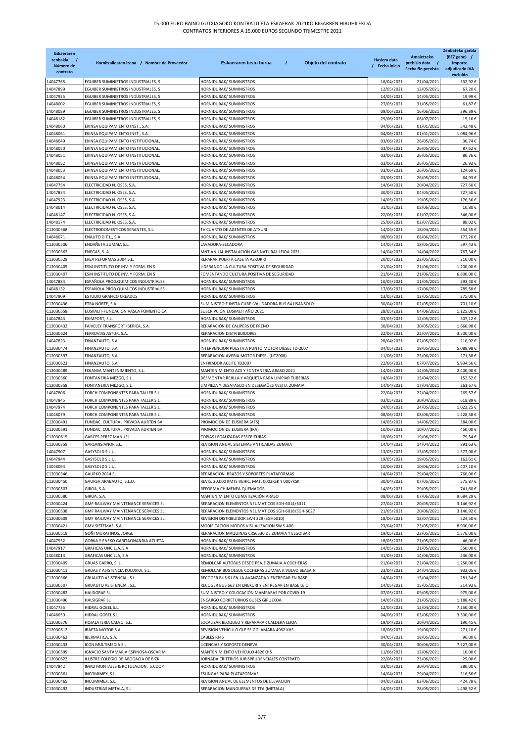# 15.000 EURO BAINO GUTXIAGOKO KONTRATU ETA ESKAERAK 2021KO BIGARREN HIRUHILEKOA
## CONTRATOS INFERIORES A 15.000 EUROS SEGUNDO TRIMESTRE 2021

| Eskaeraren zenbakia / Número de contrato | Hornitzailearen izena / Nombre de Proveedor | Eskaeraren testu burua / Objeto del contrato | Hasiera data / Fecha inicio | Amaietzeko prebisio data / Fecha fin prevista | Zenbateko garbia (BEZ gabe) / Importe adjudicado IVA excluido |
|---|---|---|---|---|---|
| 14047765 | EGUIBER SUMINISTROS INDUSTRIALES, S | HORNIDURAK/ SUMINISTROS | 16/04/2021 | 21/04/2021 | 332,92 € |
| 14047899 | EGUIBER SUMINISTROS INDUSTRIALES, S | HORNIDURAK/ SUMINISTROS | 12/05/2021 | 12/05/2021 | 67,20 € |
| 14047925 | EGUIBER SUMINISTROS INDUSTRIALES, S | HORNIDURAK/ SUMINISTROS | 14/05/2021 | 14/05/2021 | 19,99 € |
| 14048002 | EGUIBER SUMINISTROS INDUSTRIALES, S | HORNIDURAK/ SUMINISTROS | 27/05/2021 | 31/05/2021 | 61,87 € |
| 14048089 | EGUIBER SUMINISTROS INDUSTRIALES, S | HORNIDURAK/ SUMINISTROS | 09/06/2021 | 16/06/2021 | 396,39 € |
| 14048182 | EGUIBER SUMINISTROS INDUSTRIALES, S | HORNIDURAK/ SUMINISTROS | 29/06/2021 | 06/07/2021 | 15,16 € |
| 14048060 | EKINSA EQUIPAMIENTO INST., S.A. | HORNIDURAK/ SUMINISTROS | 04/06/2021 | 01/01/2021 | 542,48 € |
| 14048061 | EKINSA EQUIPAMIENTO INST., S.A. | HORNIDURAK/ SUMINISTROS | 04/06/2021 | 01/01/2021 | 1.084,96 € |
| 14048049 | EKINSA EQUIPAMIENTO INSTITUCIONAL, | HORNIDURAK/ SUMINISTROS | 03/06/2021 | 26/05/2021 | 30,74 € |
| 14048050 | EKINSA EQUIPAMIENTO INSTITUCIONAL, | HORNIDURAK/ SUMINISTROS | 03/06/2021 | 26/05/2021 | 87,62 € |
| 14048051 | EKINSA EQUIPAMIENTO INSTITUCIONAL, | HORNIDURAK/ SUMINISTROS | 03/06/2021 | 26/05/2021 | 80,76 € |
| 14048052 | EKINSA EQUIPAMIENTO INSTITUCIONAL, | HORNIDURAK/ SUMINISTROS | 03/06/2021 | 26/05/2021 | 26,92 € |
| 14048053 | EKINSA EQUIPAMIENTO INSTITUCIONAL, | HORNIDURAK/ SUMINISTROS | 03/06/2021 | 26/05/2021 | 124,69 € |
| 14048054 | EKINSA EQUIPAMIENTO INSTITUCIONAL, | HORNIDURAK/ SUMINISTROS | 03/06/2021 | 26/05/2021 | 64,93 € |
| 14047754 | ELECTRICIDAD N. OSES, S.A. | HORNIDURAK/ SUMINISTROS | 14/04/2021 | 20/04/2021 | 727,50 € |
| 14047834 | ELECTRICIDAD N. OSES, S.A. | HORNIDURAK/ SUMINISTROS | 30/04/2021 | 04/05/2021 | 727,50 € |
| 14047923 | ELECTRICIDAD N. OSES, S.A. | HORNIDURAK/ SUMINISTROS | 14/05/2021 | 19/05/2021 | 176,36 € |
| 14048014 | ELECTRICIDAD N. OSES, S.A. | HORNIDURAK/ SUMINISTROS | 31/05/2021 | 08/06/2021 | 10,80 € |
| 14048147 | ELECTRICIDAD N. OSES, S.A. | HORNIDURAK/ SUMINISTROS | 22/06/2021 | 01/07/2021 | 346,00 € |
| 14048174 | ELECTRICIDAD N. OSES, S.A. | HORNIDURAK/ SUMINISTROS | 25/06/2021 | 02/07/2021 | 88,02 € |
| C12030368 | ELECTRODOMESTICOS SERANTES, S.L. | TV CUARTO DE AGENTES DE ATXURI | 14/04/2021 | 18/04/2021 | 354,55 € |
| 14048071 | ENAUTO D.T.L., S.A. | HORNIDURAK/ SUMINISTROS | 08/06/2021 | 08/06/2021 | 172,20 € |
| C12030506 | ENDAÑETA ZUMAIA S.L. | LAVADORA-SECADORA | 14/05/2021 | 18/05/2021 | 597,43 € |
| C12030362 | ENEGAS, S. A. | MNT.ANUAL INSTALACIÓN GAS NATURAL LEIOA 2021 | 14/04/2021 | 14/04/2022 | 767,34 € |
| C12030529 | EREA REFORMAS 2004 S.L. | REPARAR PUERTA CASETA AZKORRI | 20/05/2021 | 22/05/2021 | 210,00 € |
| C12030405 | ESM INSTITUTO DE INV. Y FORM. EN S | LIDERANDO LA CULTURA POSITIVA DE SEGURIDAD | 21/04/2021 | 21/06/2021 | 1.200,00 € |
| C12030407 | ESM INSTITUTO DE INV. Y FORM. EN S | FOMENTANDO CULTURA POSITIVA DE SEGURIDAD | 21/04/2021 | 21/06/2021 | 6.800,00 € |
| 14047884 | ESPAÑOLA PROD.QUIMICOS INDUSTRIALES | HORNIDURAK/ SUMINISTROS | 10/05/2021 | 11/05/2021 | 293,40 € |
| 14048132 | ESPAÑOLA PROD.QUIMICOS INDUSTRIALES | HORNIDURAK/ SUMINISTROS | 17/06/2021 | 17/06/2021 | 785,58 € |
| 14047909 | ESTUDIO GRAFICO CREADOS | HORNIDURAK/ SUMINISTROS | 13/05/2021 | 13/05/2021 | 275,00 € |
| C12030436 | ETRA NORTE, S.A. | SUMINISTRO E INSTA.CUBE+VALIDADORA BUS 64 USANSOLO | 30/04/2021 | 02/05/2021 | 701,10 € |
| C12030558 | EUSKALIT-FUNDACION VASCA FOMENTO CA | SUSCRIPCIÓN EUSKALIT AÑO 2021 | 28/05/2021 | 04/06/2021 | 1.125,00 € |
| 14047843 | EXIMPORT, S.L. | HORNIDURAK/ SUMINISTROS | 03/05/2021 | 12/05/2021 | 307,12 € |
| C12030432 | FAIVELEY TRANSPORT IBERICA, S.A. | REPARACIÓN DE CALIPERS DE FRENO | 30/04/2021 | 30/05/2021 | 1.660,98 € |
| C12030624 | FERROVIAS ASTUR, S.A. | REPARACION DISTRIBUIDORES | 22/06/2021 | 22/07/2021 | 3.500,00 € |
| 14047823 | FINANZAUTO, S.A. | HORNIDURAK/ SUMINISTROS | 28/04/2021 | 02/05/2021 | 210,92 € |
| C12030474 | FINANZAUTO, S.A. | INTERVENCION PUESTA A PUNTO MOTOR DIESEL TD-2007 | 04/05/2021 | 19/05/2021 | 5.088,98 € |
| C12030597 | FINANZAUTO, S.A. | REPARACION AVERIA MOTOR DIESEL (UT2006) | 11/06/2021 | 25/06/2021 | 271,38 € |
| C12030623 | FINANZAUTO, S.A. | ENFRIADOR ACEITE TD2007 | 22/06/2021 | 07/07/2021 | 5.934,56 € |
| C12030489 | FOJANSA MANTENIMIENTO, S.L. | MANTENIMIENTO ACS Y FONTANERIA ARASO 2021 | 14/05/2021 | 14/05/2022 | 2.400,00 € |
| C12030360 | FONTANERIA MEZGO, S.L. | DESMONTAR REJILLA Y ARQUETA PARA LIMPIAR TUBERIAS | 14/04/2021 | 15/04/2021 | 152,52 € |
| C12030358 | FONTANERIA MEZGO, S.L. | LIMPIEZA Y DESATASCO EN DESEGAÜES VESTU. ZUMAIA | 14/04/2021 | 17/04/2021 | 261,67 € |
| 14047806 | FORCH COMPONENTES PARA TALLER S.L. | HORNIDURAK/ SUMINISTROS | 22/04/2021 | 22/04/2021 | 265,57 € |
| 14047845 | FORCH COMPONENTES PARA TALLER S.L. | HORNIDURAK/ SUMINISTROS | 03/05/2021 | 30/04/2021 | 618,89 € |
| 14047974 | FORCH COMPONENTES PARA TALLER S.L. | HORNIDURAK/ SUMINISTROS | 24/05/2021 | 24/05/2021 | 1.022,25 € |
| 14048079 | FORCH COMPONENTES PARA TALLER S.L. | HORNIDURAK/ SUMINISTROS | 08/06/2021 | 08/06/2021 | 1.228,38 € |
| C12030491 | FUNDAC. CULTURAL PRIVADA AURTEN BAI | PROMOCION DE EUSKERA (AFS) | 14/05/2021 | 14/06/2021 | 384,00 € |
| C12030591 | FUNDAC. CULTURAL PRIVADA AURTEN BAI | PROMOCION DE EUSKERA (IRA) | 10/06/2021 | 10/07/2021 | 450,00 € |
| C12030615 | GARCES PEREZ MANUEL | COPIAS LEGALIZADAS ESSCRITURAS | 18/06/2021 | 19/06/2021 | 79,54 € |
| C12030359 | GARSANSIANOR S.L. | REVISION ANUAL SISTEMAS ANTICAIDAS ZUMAIA | 14/04/2021 | 14/04/2022 | 891,63 € |
| 14047907 | GASYSOLD S.L.U. | HORNIDURAK/ SUMINISTROS | 13/05/2021 | 13/05/2021 | 1.577,00 € |
| 14047944 | GASYSOLD S.L.U. | HORNIDURAK/ SUMINISTROS | 19/05/2021 | 19/05/2021 | 162,61 € |
| 14048094 | GASYSOLD S.L.U. | HORNIDURAK/ SUMINISTROS | 10/06/2021 | 10/06/2021 | 1.407,10 € |
| C12030346 | GAURKO 2014 SL | REPARACION BRAZOS Y SOPORTES PLATAFORMAS | 14/04/2021 | 29/04/2021 | 760,00 € |
| C12030450 | GAURSA ARABAUTO, S.L.U. | REVIS. 20.000 KMTS VEHIC. MAT. 0002KSK Y 0007KSK | 30/04/2021 | 07/05/2021 | 575,87 € |
| C12030503 | GIROA, S.A. | REFORMA CHIMENEA QUEMADOR | 14/05/2021 | 29/05/2021 | 741,60 € |
| C12030580 | GIROA, S.A. | MANTENIMIENTO CLIMATIZACIÓN ARASO | 08/06/2021 | 07/06/2023 | 9.684,29 € |
| C12030424 | GMF RAILWAY MAINTENANCE SERVICES SL | REPARACION ELEMENTOS NEUMATICOS SGH-6014/6011 | 27/04/2021 | 20/05/2021 | 3.146,92 € |
| C12030538 | GMF RAILWAY MAINTENANCE SERVICES SL | REPARACION ELEMENTOS NEUMATICOS SGH-6018/SGH-6027 | 21/05/2021 | 20/06/2021 | 3.146,92 € |
| C12030609 | GMF RAILWAY MAINTENANCE SERVICES SL | REVISION DISTRIBUIDOR SW4 229 (SGH6010) | 18/06/2021 | 18/07/2021 | 524,50 € |
| C12030421 | GMV SISTEMAS, S.A. | MODIFICACION MODOS VISUALIZACION SW S-400 | 23/04/2021 | 23/05/2021 | 8.900,00 € |
| C12030519 | GOÑI MORATINOS, JORGE | REPARACION MAQUINAS CRS6530 DE ZUMAIA Y ELGOIBAR | 19/05/2021 | 23/05/2021 | 1.576,00 € |
| 14047932 | GORKA Y ENEKO GARITAONANDIA AZUETA | HORNIDURAK/ SUMINISTROS | 18/05/2021 | 21/05/2021 | 46,00 € |
| 14047917 | GRAFICAS UNCILLA, S.A. | HORNIDURAK/ SUMINISTROS | 14/05/2021 | 21/05/2021 | 550,00 € |
| 14048013 | GRAFICAS UNCILLA, S.A. | HORNIDURAK/ SUMINISTROS | 31/05/2021 | 14/06/2021 | 236,00 € |
| C12030409 | GRUAS GARRO, S. L. | REMOLCAR AUTOBUS DESDE PEAJE ZUMAIA A COCHERAS | 21/04/2021 | 22/04/2021 | 1.250,00 € |
| C12030411 | GRUAS Y ASISTENCIA KULUXKA, S.L. | REMOLCAR BUS DESDE COCHERAS ZUMAIA A VOLVO BEASAIN | 23/04/2021 | 24/04/2021 | 933,05 € |
| C12030366 | GRUAUTO ASISTENCIA , S.L. | RECOGER BUS 61 EN LA AVANZADA Y ENTREGAR EN BASE | 14/04/2021 | 15/04/2021 | 281,34 € |
| C12030507 | GRUAUTO ASISTENCIA , S.L. | RECOGER BUS 663 EN ENEKURI Y ENTREGAR EN BASE LEIO | 14/05/2021 | 15/05/2021 | 314,92 € |
| C12030482 | HALSIGRAF SL | SUMINISTRO Y COLOCACIÓN MAMPARAS POR COVID-19 | 07/05/2021 | 09/05/2021 | 975,00 € |
| C12030496 | HALSIGRAF SL | ENCARGO CORRETURNOS BUSES GIPUZKOA | 14/05/2021 | 21/05/2021 | 1.188,42 € |
| 14047735 | HIDRAL GOBEL S.L. | HORNIDURAK/ SUMINISTROS | 12/04/2021 | 12/04/2021 | 7.250,00 € |
| 14048059 | HIDRAL GOBEL S.L. | HORNIDURAK/ SUMINISTROS | 04/06/2021 | 03/06/2021 | 3.300,00 € |
| C12030376 | HOJALATERIA CALVO, S.L. | LOCALIZAR BLOQUEO Y REPARARAR CALDERA LEIOA | 19/04/2021 | 20/04/2021 | 190,45 € |
| C12030612 | IBAETA MOTOR S.A | REVISIÓN VEHÍCULO GLP SS.GG. AMARA 4962 KHS | 18/06/2021 | 19/06/2021 | 271,10 € |
| C12030462 | IBERMATICA, S.A. | CABLES RJ45 | 04/05/2021 | 18/05/2021 | 96,00 € |
| C12030433 | ICON MULTIMEDIA S.L | LICENCIAS Y SOPORTE DENEVA | 30/04/2021 | 30/06/2021 | 7.227,00 € |
| C12030599 | IGNACIO SANTAMARIA ESPINOSA-OSCAR M | MANTENIMIENTO VEHÍCULO 4826KHS | 11/06/2021 | 12/06/2021 | 10,00 € |
| C12030622 | ILUSTRE COLEGIO DE ABOGACIA DE BIZK | JORNADA CRITERIOS JURISPRUDENCIALES CONTRATO | 22/06/2021 | 23/06/2021 | 25,00 € |
| 14047842 | IMAD MONTAJES & ROTULACION, S.COOP | HORNIDURAK/ SUMINISTROS | 03/05/2021 | 30/04/2021 | 280,00 € |
| C12030361 | INCOMIMEX, S.L. | ESLINGAS PARA PLATAFORMAS | 14/04/2021 | 29/04/2021 | 316,56 € |
| C12030465 | INCOMIMEX, S.L. | REVISION ANUAL DE ELEMENTOS DE ELEVACION | 04/05/2021 | 03/06/2021 | 424,78 € |
| C12030492 | INDUSTRIAS METALA, S.L. | REPARACION MANGUERAS DE TFA (METALA) | 14/05/2021 | 28/05/2021 | 1.498,52 € |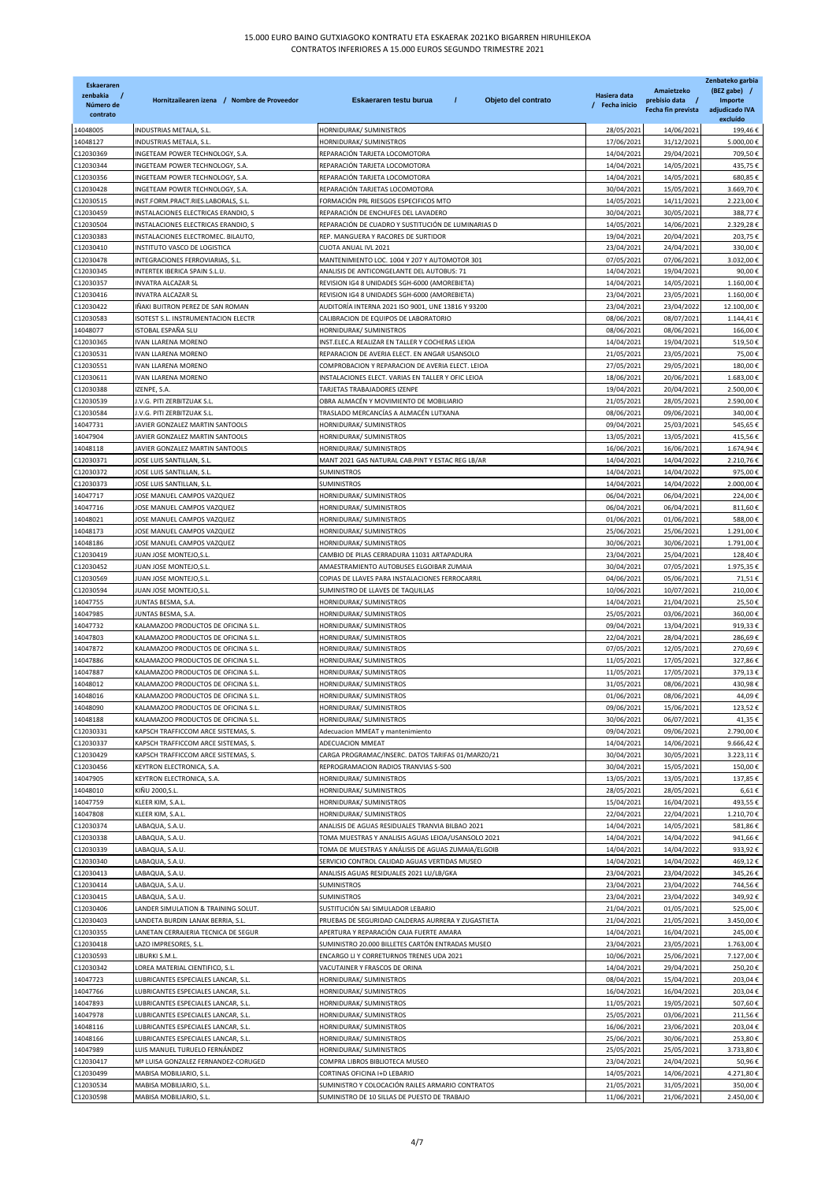15.000 EURO BAINO GUTXIAGOKO KONTRATU ETA ESKAERAK 2021KO BIGARREN HIRUHILEKOA
CONTRATOS INFERIORES A 15.000 EUROS SEGUNDO TRIMESTRE 2021

| Eskaeraren zenbakia / Número de contrato | Hornitzailearen izena / Nombre de Proveedor | Eskaeraren testu burua / Objeto del contrato | Hasiera data / Fecha inicio | Amaietzeko prebisio data / Fecha fin prevista | Zenbateko garbia (BEZ gabe) / Importe adjudicado IVA excluido |
|---|---|---|---|---|---|
| 14048005 | INDUSTRIAS METALA, S.L. | HORNIDURAK/ SUMINISTROS | 28/05/2021 | 14/06/2021 | 199,46 € |
| 14048127 | INDUSTRIAS METALA, S.L. | HORNIDURAK/ SUMINISTROS | 17/06/2021 | 31/12/2021 | 5.000,00 € |
| C12030369 | INGETEAM POWER TECHNOLOGY, S.A. | REPARACIÓN TARJETA LOCOMOTORA | 14/04/2021 | 29/04/2021 | 709,50 € |
| C12030344 | INGETEAM POWER TECHNOLOGY, S.A. | REPARACIÓN TARJETA LOCOMOTORA | 14/04/2021 | 14/05/2021 | 435,75 € |
| C12030356 | INGETEAM POWER TECHNOLOGY, S.A. | REPARACIÓN TARJETA LOCOMOTORA | 14/04/2021 | 14/05/2021 | 680,85 € |
| C12030428 | INGETEAM POWER TECHNOLOGY, S.A. | REPARACIÓN TARJETAS LOCOMOTORA | 30/04/2021 | 15/05/2021 | 3.669,70 € |
| C12030515 | INST.FORM.PRACT.RIES.LABORALS, S.L. | FORMACIÓN PRL RIESGOS ESPECIFICOS MTO | 14/05/2021 | 14/11/2021 | 2.223,00 € |
| C12030459 | INSTALACIONES ELECTRICAS ERANDIO, S | REPARACIÓN DE ENCHUFES DEL LAVADERO | 30/04/2021 | 30/05/2021 | 388,77 € |
| C12030504 | INSTALACIONES ELECTRICAS ERANDIO, S | REPARACIÓN DE CUADRO Y SUSTITUCIÓN DE LUMINARIAS D | 14/05/2021 | 14/06/2021 | 2.329,28 € |
| C12030383 | INSTALACIONES ELECTROMEC. BILAUTO, | REP. MANGUERA Y RACORES DE SURTIDOR | 19/04/2021 | 20/04/2021 | 203,75 € |
| C12030410 | INSTITUTO VASCO DE LOGISTICA | CUOTA ANUAL IVL 2021 | 23/04/2021 | 24/04/2021 | 330,00 € |
| C12030478 | INTEGRACIONES FERROVIARIAS, S.L. | MANTENIMIENTO LOC. 1004 Y 207 Y AUTOMOTOR 301 | 07/05/2021 | 07/06/2021 | 3.032,00 € |
| C12030345 | INTERTEK IBERICA SPAIN S.L.U. | ANALISIS DE ANTICONGELANTE DEL AUTOBUS: 71 | 14/04/2021 | 19/04/2021 | 90,00 € |
| C12030357 | INVATRA ALCAZAR SL | REVISION IG4 8 UNIDADES SGH-6000 (AMOREBIETA) | 14/04/2021 | 14/05/2021 | 1.160,00 € |
| C12030416 | INVATRA ALCAZAR SL | REVISION IG4 8 UNIDADES SGH-6000 (AMOREBIETA) | 23/04/2021 | 23/05/2021 | 1.160,00 € |
| C12030422 | IÑAKI BUITRON PEREZ DE SAN ROMAN | AUDITORÍA INTERNA 2021 ISO 9001, UNE 13816 Y 93200 | 23/04/2021 | 23/04/2022 | 12.100,00 € |
| C12030583 | ISOTEST S.L. INSTRUMENTACION ELECTR | CALIBRACION DE EQUIPOS DE LABORATORIO | 08/06/2021 | 08/07/2021 | 1.144,41 € |
| 14048077 | ISTOBAL ESPAÑA SLU | HORNIDURAK/ SUMINISTROS | 08/06/2021 | 08/06/2021 | 166,00 € |
| C12030365 | IVAN LLARENA MORENO | INST.ELEC.A REALIZAR EN TALLER Y COCHERAS LEIOA | 14/04/2021 | 19/04/2021 | 519,50 € |
| C12030531 | IVAN LLARENA MORENO | REPARACION DE AVERIA ELECT. EN ANGAR USANSOLO | 21/05/2021 | 23/05/2021 | 75,00 € |
| C12030551 | IVAN LLARENA MORENO | COMPROBACION Y REPARACION DE AVERIA ELECT. LEIOA | 27/05/2021 | 29/05/2021 | 180,00 € |
| C12030611 | IVAN LLARENA MORENO | INSTALACIONES ELECT. VARIAS EN TALLER Y OFIC LEIOA | 18/06/2021 | 20/06/2021 | 1.683,00 € |
| C12030388 | IZENPE, S.A. | TARJETAS TRABAJADORES IZENPE | 19/04/2021 | 20/04/2021 | 2.500,00 € |
| C12030539 | J.V.G. PITI ZERBITZUAK S.L. | OBRA ALMACÉN Y MOVIMIENTO DE MOBILIARIO | 21/05/2021 | 28/05/2021 | 2.590,00 € |
| C12030584 | J.V.G. PITI ZERBITZUAK S.L. | TRASLADO MERCANCÍAS A ALMACÉN LUTXANA | 08/06/2021 | 09/06/2021 | 340,00 € |
| 14047731 | JAVIER GONZALEZ MARTIN SANTOOLS | HORNIDURAK/ SUMINISTROS | 09/04/2021 | 25/03/2021 | 545,65 € |
| 14047904 | JAVIER GONZALEZ MARTIN SANTOOLS | HORNIDURAK/ SUMINISTROS | 13/05/2021 | 13/05/2021 | 415,56 € |
| 14048118 | JAVIER GONZALEZ MARTIN SANTOOLS | HORNIDURAK/ SUMINISTROS | 16/06/2021 | 16/06/2021 | 1.674,94 € |
| C12030371 | JOSE LUIS SANTILLAN, S.L. | MANT 2021 GAS NATURAL CAB.PINT Y ESTAC REG LB/AR | 14/04/2021 | 14/04/2022 | 2.210,76 € |
| C12030372 | JOSE LUIS SANTILLAN, S.L. | SUMINISTROS | 14/04/2021 | 14/04/2022 | 975,00 € |
| C12030373 | JOSE LUIS SANTILLAN, S.L. | SUMINISTROS | 14/04/2021 | 14/04/2022 | 2.000,00 € |
| 14047717 | JOSE MANUEL CAMPOS VAZQUEZ | HORNIDURAK/ SUMINISTROS | 06/04/2021 | 06/04/2021 | 224,00 € |
| 14047716 | JOSE MANUEL CAMPOS VAZQUEZ | HORNIDURAK/ SUMINISTROS | 06/04/2021 | 06/04/2021 | 811,60 € |
| 14048021 | JOSE MANUEL CAMPOS VAZQUEZ | HORNIDURAK/ SUMINISTROS | 01/06/2021 | 01/06/2021 | 588,00 € |
| 14048173 | JOSE MANUEL CAMPOS VAZQUEZ | HORNIDURAK/ SUMINISTROS | 25/06/2021 | 25/06/2021 | 1.291,00 € |
| 14048186 | JOSE MANUEL CAMPOS VAZQUEZ | HORNIDURAK/ SUMINISTROS | 30/06/2021 | 30/06/2021 | 1.791,00 € |
| C12030419 | JUAN JOSE MONTEJO,S.L. | CAMBIO DE PILAS CERRADURA 11031 ARTAPADURA | 23/04/2021 | 25/04/2021 | 128,40 € |
| C12030452 | JUAN JOSE MONTEJO,S.L. | AMAESTRAMIENTO AUTOBUSES ELGOIBAR ZUMAIA | 30/04/2021 | 07/05/2021 | 1.975,35 € |
| C12030569 | JUAN JOSE MONTEJO,S.L. | COPIAS DE LLAVES PARA INSTALACIONES FERROCARRIL | 04/06/2021 | 05/06/2021 | 71,51 € |
| C12030594 | JUAN JOSE MONTEJO,S.L. | SUMINISTRO DE LLAVES DE TAQUILLAS | 10/06/2021 | 10/07/2021 | 210,00 € |
| 14047755 | JUNTAS BESMA, S.A. | HORNIDURAK/ SUMINISTROS | 14/04/2021 | 21/04/2021 | 25,50 € |
| 14047985 | JUNTAS BESMA, S.A. | HORNIDURAK/ SUMINISTROS | 25/05/2021 | 03/06/2021 | 360,00 € |
| 14047732 | KALAMAZOO PRODUCTOS DE OFICINA S.L. | HORNIDURAK/ SUMINISTROS | 09/04/2021 | 13/04/2021 | 919,33 € |
| 14047803 | KALAMAZOO PRODUCTOS DE OFICINA S.L. | HORNIDURAK/ SUMINISTROS | 22/04/2021 | 28/04/2021 | 286,69 € |
| 14047872 | KALAMAZOO PRODUCTOS DE OFICINA S.L. | HORNIDURAK/ SUMINISTROS | 07/05/2021 | 12/05/2021 | 270,69 € |
| 14047886 | KALAMAZOO PRODUCTOS DE OFICINA S.L. | HORNIDURAK/ SUMINISTROS | 11/05/2021 | 17/05/2021 | 327,86 € |
| 14047887 | KALAMAZOO PRODUCTOS DE OFICINA S.L. | HORNIDURAK/ SUMINISTROS | 11/05/2021 | 17/05/2021 | 379,13 € |
| 14048012 | KALAMAZOO PRODUCTOS DE OFICINA S.L. | HORNIDURAK/ SUMINISTROS | 31/05/2021 | 08/06/2021 | 430,98 € |
| 14048016 | KALAMAZOO PRODUCTOS DE OFICINA S.L. | HORNIDURAK/ SUMINISTROS | 01/06/2021 | 08/06/2021 | 44,09 € |
| 14048090 | KALAMAZOO PRODUCTOS DE OFICINA S.L. | HORNIDURAK/ SUMINISTROS | 09/06/2021 | 15/06/2021 | 123,52 € |
| 14048188 | KALAMAZOO PRODUCTOS DE OFICINA S.L. | HORNIDURAK/ SUMINISTROS | 30/06/2021 | 06/07/2021 | 41,35 € |
| C12030331 | KAPSCH TRAFFICCOM ARCE SISTEMAS, S. | Adecuacion MMEAT y mantenimiento | 09/04/2021 | 09/06/2021 | 2.790,00 € |
| C12030337 | KAPSCH TRAFFICCOM ARCE SISTEMAS, S. | ADECUACION MMEAT | 14/04/2021 | 14/06/2021 | 9.666,42 € |
| C12030429 | KAPSCH TRAFFICCOM ARCE SISTEMAS, S. | CARGA PROGRAMAC/INSERC. DATOS TARIFAS 01/MARZO/21 | 30/04/2021 | 30/05/2021 | 3.223,11 € |
| C12030456 | KEYTRON ELECTRONICA, S.A. | REPROGRAMACION RADIOS TRANVIAS S-500 | 30/04/2021 | 15/05/2021 | 150,00 € |
| 14047905 | KEYTRON ELECTRONICA, S.A. | HORNIDURAK/ SUMINISTROS | 13/05/2021 | 13/05/2021 | 137,85 € |
| 14048010 | KIÑU 2000,S.L. | HORNIDURAK/ SUMINISTROS | 28/05/2021 | 28/05/2021 | 6,61 € |
| 14047759 | KLEER KIM, S.A.L. | HORNIDURAK/ SUMINISTROS | 15/04/2021 | 16/04/2021 | 493,55 € |
| 14047808 | KLEER KIM, S.A.L. | HORNIDURAK/ SUMINISTROS | 22/04/2021 | 22/04/2021 | 1.210,70 € |
| C12030374 | LABAQUA, S.A.U. | ANALISIS DE AGUAS RESIDUALES TRANVIA BILBAO 2021 | 14/04/2021 | 14/05/2021 | 581,86 € |
| C12030338 | LABAQUA, S.A.U. | TOMA MUESTRAS Y ANALISIS AGUAS LEIOA/USANSOLO 2021 | 14/04/2021 | 14/04/2022 | 941,66 € |
| C12030339 | LABAQUA, S.A.U. | TOMA DE MUESTRAS Y ANÁLISIS DE AGUAS ZUMAIA/ELGOIB | 14/04/2021 | 14/04/2022 | 933,92 € |
| C12030340 | LABAQUA, S.A.U. | SERVICIO CONTROL CALIDAD AGUAS VERTIDAS MUSEO | 14/04/2021 | 14/04/2022 | 469,12 € |
| C12030413 | LABAQUA, S.A.U. | ANALISIS AGUAS RESIDUALES 2021 LU/LB/GKA | 23/04/2021 | 23/04/2022 | 345,26 € |
| C12030414 | LABAQUA, S.A.U. | SUMINISTROS | 23/04/2021 | 23/04/2022 | 744,56 € |
| C12030415 | LABAQUA, S.A.U. | SUMINISTROS | 23/04/2021 | 23/04/2022 | 349,92 € |
| C12030406 | LANDER SIMULATION & TRAINING SOLUT. | SUSTITUCIÓN SAI SIMULADOR LEBARIO | 21/04/2021 | 01/05/2021 | 525,00 € |
| C12030403 | LANDETA BURDIN LANAK BERRIA, S.L. | PRUEBAS DE SEGURIDAD CALDERAS AURRERA Y ZUGASTIETA | 21/04/2021 | 21/05/2021 | 3.450,00 € |
| C12030355 | LANETAN CERRAJERIA TECNICA DE SEGUR | APERTURA Y REPARACIÓN CAJA FUERTE AMARA | 14/04/2021 | 16/04/2021 | 245,00 € |
| C12030418 | LAZO IMPRESORES, S.L. | SUMINISTRO 20.000 BILLETES CARTÓN ENTRADAS MUSEO | 23/04/2021 | 23/05/2021 | 1.763,00 € |
| C12030593 | LIBURKI S.M.L. | ENCARGO LI Y CORRETURNOS TRENES UDA 2021 | 10/06/2021 | 25/06/2021 | 7.127,00 € |
| C12030342 | LOREA MATERIAL CIENTIFICO, S.L. | VACUTAINER Y FRASCOS DE ORINA | 14/04/2021 | 29/04/2021 | 250,20 € |
| 14047723 | LUBRICANTES ESPECIALES LANCAR, S.L. | HORNIDURAK/ SUMINISTROS | 08/04/2021 | 15/04/2021 | 203,04 € |
| 14047766 | LUBRICANTES ESPECIALES LANCAR, S.L. | HORNIDURAK/ SUMINISTROS | 16/04/2021 | 16/04/2021 | 203,04 € |
| 14047893 | LUBRICANTES ESPECIALES LANCAR, S.L. | HORNIDURAK/ SUMINISTROS | 11/05/2021 | 19/05/2021 | 507,60 € |
| 14047978 | LUBRICANTES ESPECIALES LANCAR, S.L. | HORNIDURAK/ SUMINISTROS | 25/05/2021 | 03/06/2021 | 211,56 € |
| 14048116 | LUBRICANTES ESPECIALES LANCAR, S.L. | HORNIDURAK/ SUMINISTROS | 16/06/2021 | 23/06/2021 | 203,04 € |
| 14048166 | LUBRICANTES ESPECIALES LANCAR, S.L. | HORNIDURAK/ SUMINISTROS | 25/06/2021 | 30/06/2021 | 253,80 € |
| 14047989 | LUIS MANUEL TURUELO FERNÁNDEZ | HORNIDURAK/ SUMINISTROS | 25/05/2021 | 25/05/2021 | 3.733,80 € |
| C12030417 | Mª LUISA GONZALEZ FERNANDEZ-CORUGED | COMPRA LIBROS BIBLIOTECA MUSEO | 23/04/2021 | 24/04/2021 | 50,96 € |
| C12030499 | MABISA MOBILIARIO, S.L. | CORTINAS OFICINA I+D LEBARIO | 14/05/2021 | 14/06/2021 | 4.271,80 € |
| C12030534 | MABISA MOBILIARIO, S.L. | SUMINISTRO Y COLOCACIÓN RAILES ARMARIO CONTRATOS | 21/05/2021 | 31/05/2021 | 350,00 € |
| C12030598 | MABISA MOBILIARIO, S.L. | SUMINISTRO DE 10 SILLAS DE PUESTO DE TRABAJO | 11/06/2021 | 21/06/2021 | 2.450,00 € |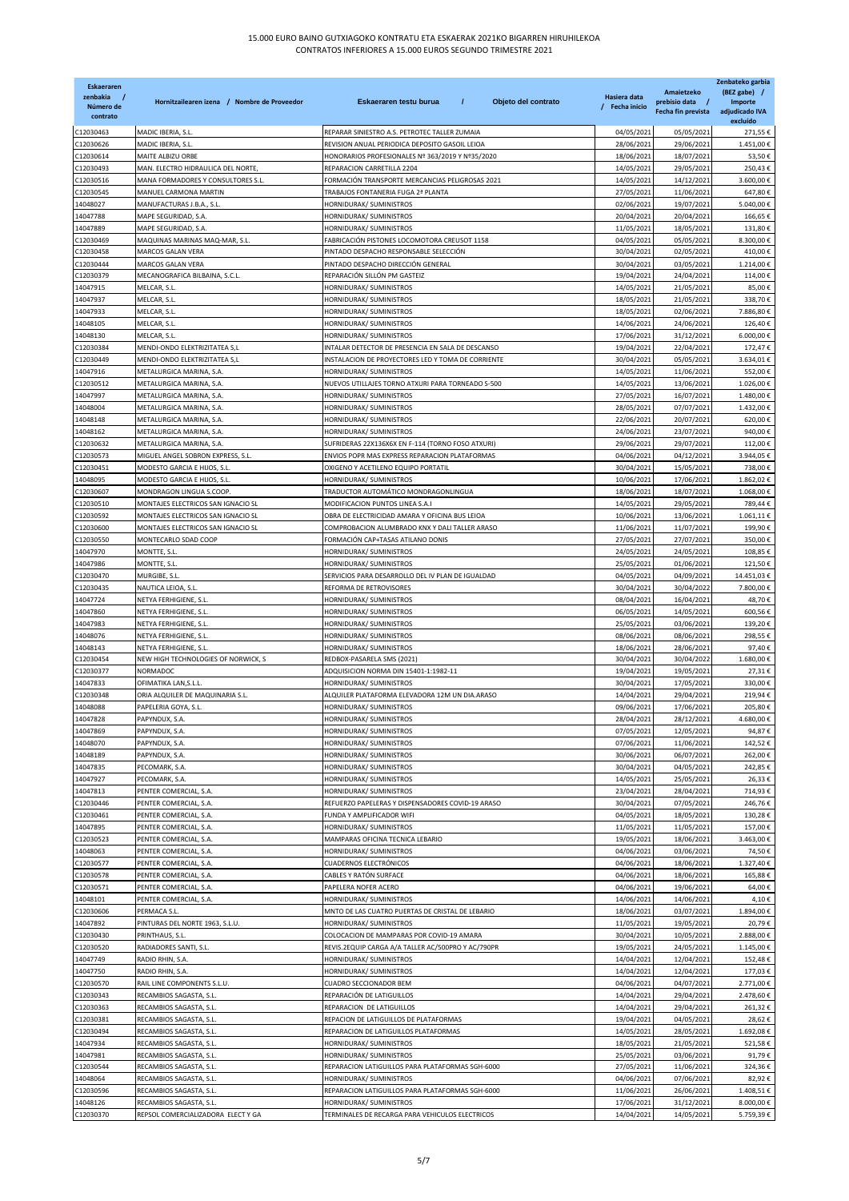# 15.000 EURO BAINO GUTXIAGOKO KONTRATU ETA ESKAERAK 2021KO BIGARREN HIRUHILEKOA
CONTRATOS INFERIORES A 15.000 EUROS SEGUNDO TRIMESTRE 2021

| Eskaeraren zenbakia / Número de contrato | Hornitzailearen izena / Nombre de Proveedor | Eskaeraren testu burua / Objeto del contrato | Hasiera data / Fecha inicio | Amaietzeko prebisio data / Fecha fin prevista | Zenbateko garbia (BEZ gabe) / Importe adjudicado IVA excluido |
|---|---|---|---|---|---|
| C12030463 | MADIC IBERIA, S.L. | REPARAR SINIESTRO A.S. PETROTEC TALLER ZUMAIA | 04/05/2021 | 05/05/2021 | 271,55 € |
| C12030626 | MADIC IBERIA, S.L. | REVISION ANUAL PERIODICA DEPOSITO GASOIL LEIOA | 28/06/2021 | 29/06/2021 | 1.451,00 € |
| C12030614 | MAITE ALBIZU ORBE | HONORARIOS PROFESIONALES Nº 363/2019 Y Nº35/2020 | 18/06/2021 | 18/07/2021 | 53,50 € |
| C12030493 | MAN. ELECTRO HIDRAULICA DEL NORTE, | REPARACION CARRETILLA 2204 | 14/05/2021 | 29/05/2021 | 250,43 € |
| C12030516 | MANA FORMADORES Y CONSULTORES S.L. | FORMACIÓN TRANSPORTE MERCANCIAS PELIGROSAS 2021 | 14/05/2021 | 14/12/2021 | 3.600,00 € |
| C12030545 | MANUEL CARMONA MARTIN | TRABAJOS FONTANERIA FUGA 2ª PLANTA | 27/05/2021 | 11/06/2021 | 647,80 € |
| 14048027 | MANUFACTURAS J.B.A., S.L. | HORNIDURAK/ SUMINISTROS | 02/06/2021 | 19/07/2021 | 5.040,00 € |
| 14047788 | MAPE SEGURIDAD, S.A. | HORNIDURAK/ SUMINISTROS | 20/04/2021 | 20/04/2021 | 166,65 € |
| 14047889 | MAPE SEGURIDAD, S.A. | HORNIDURAK/ SUMINISTROS | 11/05/2021 | 18/05/2021 | 131,80 € |
| C12030469 | MAQUINAS MARINAS MAQ-MAR, S.L. | FABRICACIÓN PISTONES LOCOMOTORA CREUSOT 1158 | 04/05/2021 | 05/05/2021 | 8.300,00 € |
| C12030458 | MARCOS GALAN VERA | PINTADO DESPACHO RESPONSABLE SELECCIÓN | 30/04/2021 | 02/05/2021 | 410,00 € |
| C12030444 | MARCOS GALAN VERA | PINTADO DESPACHO DIRECCIÓN GENERAL | 30/04/2021 | 03/05/2021 | 1.214,00 € |
| C12030379 | MECANOGRAFICA BILBAINA, S.C.L. | REPARACIÓN SILLÓN PM GASTEIZ | 19/04/2021 | 24/04/2021 | 114,00 € |
| 14047915 | MELCAR, S.L. | HORNIDURAK/ SUMINISTROS | 14/05/2021 | 21/05/2021 | 85,00 € |
| 14047937 | MELCAR, S.L. | HORNIDURAK/ SUMINISTROS | 18/05/2021 | 21/05/2021 | 338,70 € |
| 14047933 | MELCAR, S.L. | HORNIDURAK/ SUMINISTROS | 18/05/2021 | 02/06/2021 | 7.886,80 € |
| 14048105 | MELCAR, S.L. | HORNIDURAK/ SUMINISTROS | 14/06/2021 | 24/06/2021 | 126,40 € |
| 14048130 | MELCAR, S.L. | HORNIDURAK/ SUMINISTROS | 17/06/2021 | 31/12/2021 | 6.000,00 € |
| C12030384 | MENDI-ONDO ELEKTRIZITATEA S,L | INTALAR DETECTOR DE PRESENCIA EN SALA DE DESCANSO | 19/04/2021 | 22/04/2021 | 172,47 € |
| C12030449 | MENDI-ONDO ELEKTRIZITATEA S,L | INSTALACION DE PROYECTORES LED Y TOMA DE CORRIENTE | 30/04/2021 | 05/05/2021 | 3.634,01 € |
| 14047916 | METALURGICA MARINA, S.A. | HORNIDURAK/ SUMINISTROS | 14/05/2021 | 11/06/2021 | 552,00 € |
| C12030512 | METALURGICA MARINA, S.A. | NUEVOS UTILLAJES TORNO ATXURI PARA TORNEADO S-500 | 14/05/2021 | 13/06/2021 | 1.026,00 € |
| 14047997 | METALURGICA MARINA, S.A. | HORNIDURAK/ SUMINISTROS | 27/05/2021 | 16/07/2021 | 1.480,00 € |
| 14048004 | METALURGICA MARINA, S.A. | HORNIDURAK/ SUMINISTROS | 28/05/2021 | 07/07/2021 | 1.432,00 € |
| 14048148 | METALURGICA MARINA, S.A. | HORNIDURAK/ SUMINISTROS | 22/06/2021 | 20/07/2021 | 620,00 € |
| 14048162 | METALURGICA MARINA, S.A. | HORNIDURAK/ SUMINISTROS | 24/06/2021 | 23/07/2021 | 940,00 € |
| C12030632 | METALURGICA MARINA, S.A. | SUFRIDERAS 22X136X6X EN F-114 (TORNO FOSO ATXURI) | 29/06/2021 | 29/07/2021 | 112,00 € |
| C12030573 | MIGUEL ANGEL SOBRON EXPRESS, S.L. | ENVIOS POPR MAS EXPRESS REPARACION PLATAFORMAS | 04/06/2021 | 04/12/2021 | 3.944,05 € |
| C12030451 | MODESTO GARCIA E HIJOS, S.L. | OXIGENO Y ACETILENO EQUIPO PORTATIL | 30/04/2021 | 15/05/2021 | 738,00 € |
| 14048095 | MODESTO GARCIA E HIJOS, S.L. | HORNIDURAK/ SUMINISTROS | 10/06/2021 | 17/06/2021 | 1.862,02 € |
| C12030607 | MONDRAGON LINGUA S.COOP. | TRADUCTOR AUTOMÁTICO MONDRAGONLINGUA | 18/06/2021 | 18/07/2021 | 1.068,00 € |
| C12030510 | MONTAJES ELECTRICOS SAN IGNACIO SL | MODIFICACION PUNTOS LINEA S.A.I | 14/05/2021 | 29/05/2021 | 789,44 € |
| C12030592 | MONTAJES ELECTRICOS SAN IGNACIO SL | OBRA DE ELECTRICIDAD AMARA Y OFICINA BUS LEIOA | 10/06/2021 | 13/06/2021 | 1.061,11 € |
| C12030600 | MONTAJES ELECTRICOS SAN IGNACIO SL | COMPROBACION ALUMBRADO KNX Y DALI TALLER ARASO | 11/06/2021 | 11/07/2021 | 199,90 € |
| C12030550 | MONTECARLO SDAD COOP | FORMACIÓN CAP+TASAS ATILANO DONIS | 27/05/2021 | 27/07/2021 | 350,00 € |
| 14047970 | MONTTE, S.L. | HORNIDURAK/ SUMINISTROS | 24/05/2021 | 24/05/2021 | 108,85 € |
| 14047986 | MONTTE, S.L. | HORNIDURAK/ SUMINISTROS | 25/05/2021 | 01/06/2021 | 121,50 € |
| C12030470 | MURGIBE, S.L. | SERVICIOS PARA DESARROLLO DEL IV PLAN DE IGUALDAD | 04/05/2021 | 04/09/2021 | 14.451,03 € |
| C12030435 | NAUTICA LEIOA, S.L. | REFORMA DE RETROVISORES | 30/04/2021 | 30/04/2022 | 7.800,00 € |
| 14047724 | NETYA FERHIGIENE, S.L. | HORNIDURAK/ SUMINISTROS | 08/04/2021 | 16/04/2021 | 48,70 € |
| 14047860 | NETYA FERHIGIENE, S.L. | HORNIDURAK/ SUMINISTROS | 06/05/2021 | 14/05/2021 | 600,56 € |
| 14047983 | NETYA FERHIGIENE, S.L. | HORNIDURAK/ SUMINISTROS | 25/05/2021 | 03/06/2021 | 139,20 € |
| 14048076 | NETYA FERHIGIENE, S.L. | HORNIDURAK/ SUMINISTROS | 08/06/2021 | 08/06/2021 | 298,55 € |
| 14048143 | NETYA FERHIGIENE, S.L. | HORNIDURAK/ SUMINISTROS | 18/06/2021 | 28/06/2021 | 97,40 € |
| C12030454 | NEW HIGH TECHNOLOGIES OF NORWICK, S | REDBOX-PASARELA SMS (2021) | 30/04/2021 | 30/04/2022 | 1.680,00 € |
| C12030377 | NORMADOC | ADQUISICION NORMA DIN 15401-1:1982-11 | 19/04/2021 | 19/05/2021 | 27,31 € |
| 14047833 | OFIMATIKA LAN,S.L.L. | HORNIDURAK/ SUMINISTROS | 30/04/2021 | 17/05/2021 | 330,00 € |
| C12030348 | ORIA ALQUILER DE MAQUINARIA S.L. | ALQUILER PLATAFORMA ELEVADORA 12M UN DIA.ARASO | 14/04/2021 | 29/04/2021 | 219,94 € |
| 14048088 | PAPELERIA GOYA, S.L. | HORNIDURAK/ SUMINISTROS | 09/06/2021 | 17/06/2021 | 205,80 € |
| 14047828 | PAPYNDUX, S.A. | HORNIDURAK/ SUMINISTROS | 28/04/2021 | 28/12/2021 | 4.680,00 € |
| 14047869 | PAPYNDUX, S.A. | HORNIDURAK/ SUMINISTROS | 07/05/2021 | 12/05/2021 | 94,87 € |
| 14048070 | PAPYNDUX, S.A. | HORNIDURAK/ SUMINISTROS | 07/06/2021 | 11/06/2021 | 142,52 € |
| 14048189 | PAPYNDUX, S.A. | HORNIDURAK/ SUMINISTROS | 30/06/2021 | 06/07/2021 | 262,00 € |
| 14047835 | PECOMARK, S.A. | HORNIDURAK/ SUMINISTROS | 30/04/2021 | 04/05/2021 | 242,85 € |
| 14047927 | PECOMARK, S.A. | HORNIDURAK/ SUMINISTROS | 14/05/2021 | 25/05/2021 | 26,33 € |
| 14047813 | PENTER COMERCIAL, S.A. | HORNIDURAK/ SUMINISTROS | 23/04/2021 | 28/04/2021 | 714,93 € |
| C12030446 | PENTER COMERCIAL, S.A. | REFUERZO PAPELERAS Y DISPENSADORES COVID-19 ARASO | 30/04/2021 | 07/05/2021 | 246,76 € |
| C12030461 | PENTER COMERCIAL, S.A. | FUNDA Y AMPLIFICADOR WIFI | 04/05/2021 | 18/05/2021 | 130,28 € |
| 14047895 | PENTER COMERCIAL, S.A. | HORNIDURAK/ SUMINISTROS | 11/05/2021 | 11/05/2021 | 157,00 € |
| C12030523 | PENTER COMERCIAL, S.A. | MAMPARAS OFICINA TECNICA LEBARIO | 19/05/2021 | 18/06/2021 | 3.463,00 € |
| 14048063 | PENTER COMERCIAL, S.A. | HORNIDURAK/ SUMINISTROS | 04/06/2021 | 03/06/2021 | 74,50 € |
| C12030577 | PENTER COMERCIAL, S.A. | CUADERNOS ELECTRÓNICOS | 04/06/2021 | 18/06/2021 | 1.327,40 € |
| C12030578 | PENTER COMERCIAL, S.A. | CABLES Y RATÓN SURFACE | 04/06/2021 | 18/06/2021 | 165,88 € |
| C12030571 | PENTER COMERCIAL, S.A. | PAPELERA NOFER ACERO | 04/06/2021 | 19/06/2021 | 64,00 € |
| 14048101 | PENTER COMERCIAL, S.A. | HORNIDURAK/ SUMINISTROS | 14/06/2021 | 14/06/2021 | 4,10 € |
| C12030606 | PERMACA S.L. | MNTO DE LAS CUATRO PUERTAS DE CRISTAL DE LEBARIO | 18/06/2021 | 03/07/2021 | 1.894,00 € |
| 14047892 | PINTURAS DEL NORTE 1963, S.L.U. | HORNIDURAK/ SUMINISTROS | 11/05/2021 | 19/05/2021 | 20,79 € |
| C12030430 | PRINTHAUS, S.L. | COLOCACION DE MAMPARAS POR COVID-19 AMARA | 30/04/2021 | 10/05/2021 | 2.888,00 € |
| C12030520 | RADIADORES SANTI, S.L. | REVIS.2EQUIP CARGA A/A TALLER AC/500PRO Y AC/790PR | 19/05/2021 | 24/05/2021 | 1.145,00 € |
| 14047749 | RADIO RHIN, S.A. | HORNIDURAK/ SUMINISTROS | 14/04/2021 | 12/04/2021 | 152,48 € |
| 14047750 | RADIO RHIN, S.A. | HORNIDURAK/ SUMINISTROS | 14/04/2021 | 12/04/2021 | 177,03 € |
| C12030570 | RAIL LINE COMPONENTS S.L.U. | CUADRO SECCIONADOR BEM | 04/06/2021 | 04/07/2021 | 2.771,00 € |
| C12030343 | RECAMBIOS SAGASTA, S.L. | REPARACIÓN DE LATIGUILLOS | 14/04/2021 | 29/04/2021 | 2.478,60 € |
| C12030363 | RECAMBIOS SAGASTA, S.L. | REPARACION DE LATIGUILLOS | 14/04/2021 | 29/04/2021 | 261,32 € |
| C12030381 | RECAMBIOS SAGASTA, S.L. | REPACION DE LATIGUILLOS DE PLATAFORMAS | 19/04/2021 | 04/05/2021 | 28,62 € |
| C12030494 | RECAMBIOS SAGASTA, S.L. | REPARACION DE LATIGUILLOS PLATAFORMAS | 14/05/2021 | 28/05/2021 | 1.692,08 € |
| 14047934 | RECAMBIOS SAGASTA, S.L. | HORNIDURAK/ SUMINISTROS | 18/05/2021 | 21/05/2021 | 521,58 € |
| 14047981 | RECAMBIOS SAGASTA, S.L. | HORNIDURAK/ SUMINISTROS | 25/05/2021 | 03/06/2021 | 91,79 € |
| C12030544 | RECAMBIOS SAGASTA, S.L. | REPARACION LATIGUILLOS PARA PLATAFORMAS SGH-6000 | 27/05/2021 | 11/06/2021 | 324,36 € |
| 14048064 | RECAMBIOS SAGASTA, S.L. | HORNIDURAK/ SUMINISTROS | 04/06/2021 | 07/06/2021 | 82,92 € |
| C12030596 | RECAMBIOS SAGASTA, S.L. | REPARACION LATIGUILLOS PARA PLATAFORMAS SGH-6000 | 11/06/2021 | 26/06/2021 | 1.408,51 € |
| 14048126 | RECAMBIOS SAGASTA, S.L. | HORNIDURAK/ SUMINISTROS | 17/06/2021 | 31/12/2021 | 8.000,00 € |
| C12030370 | REPSOL COMERCIALIZADORA ELECT Y GA | TERMINALES DE RECARGA PARA VEHICULOS ELECTRICOS | 14/04/2021 | 14/05/2021 | 5.759,39 € |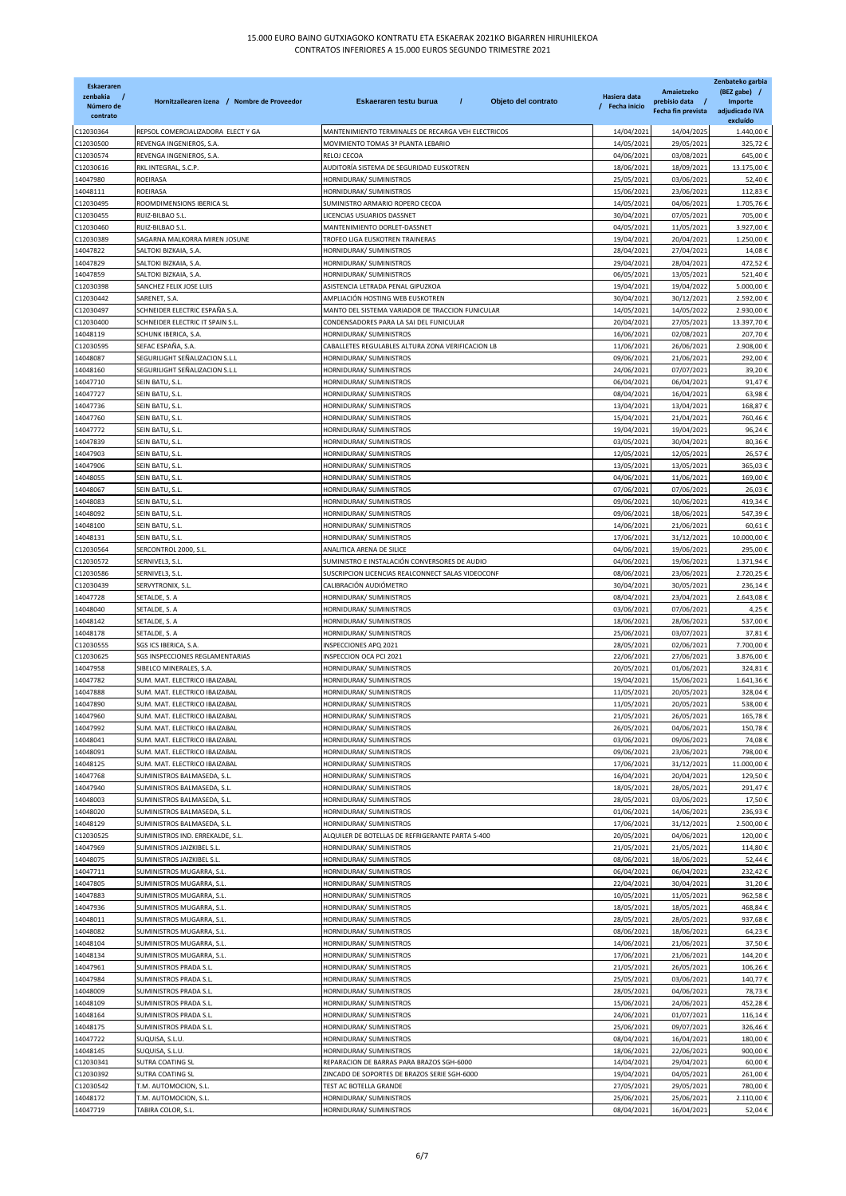# 15.000 EURO BAINO GUTXIAGOKO KONTRATU ETA ESKAERAK 2021KO BIGARREN HIRUHILEKOA
## CONTRATOS INFERIORES A 15.000 EUROS SEGUNDO TRIMESTRE 2021

| Eskaeraren zenbakia / Número de contrato | Hornitzailearen izena / Nombre de Proveedor | Eskaeraren testu burua / Objeto del contrato | Hasiera data / Fecha inicio | Amaietzeko prebisio data / Fecha fin prevista | Zenbateko garbia (BEZ gabe) / Importe adjudicado IVA excluido |
|---|---|---|---|---|---|
| C12030364 | REPSOL COMERCIALIZADORA ELECT Y GA | MANTENIMIENTO TERMINALES DE RECARGA VEH ELECTRICOS | 14/04/2021 | 14/04/2025 | 1.440,00 € |
| C12030500 | REVENGA INGENIEROS, S.A. | MOVIMIENTO TOMAS 3ª PLANTA LEBARIO | 14/05/2021 | 29/05/2021 | 325,72 € |
| C12030574 | REVENGA INGENIEROS, S.A. | RELOJ CECOA | 04/06/2021 | 03/08/2021 | 645,00 € |
| C12030616 | RKL INTEGRAL, S.C.P. | AUDITORÍA SISTEMA DE SEGURIDAD EUSKOTREN | 18/06/2021 | 18/09/2021 | 13.175,00 € |
| 14047980 | ROEIRASA | HORNIDURAK/ SUMINISTROS | 25/05/2021 | 03/06/2021 | 52,40 € |
| 14048111 | ROEIRASA | HORNIDURAK/ SUMINISTROS | 15/06/2021 | 23/06/2021 | 112,83 € |
| C12030495 | ROOMDIMENSIONS IBERICA SL | SUMINISTRO ARMARIO ROPERO CECOA | 14/05/2021 | 04/06/2021 | 1.705,76 € |
| C12030455 | RUIZ-BILBAO S.L. | LICENCIAS USUARIOS DASSNET | 30/04/2021 | 07/05/2021 | 705,00 € |
| C12030460 | RUIZ-BILBAO S.L. | MANTENIMIENTO DORLET-DASSNET | 04/05/2021 | 11/05/2021 | 3.927,00 € |
| C12030389 | SAGARNA MALKORRA MIREN JOSUNE | TROFEO LIGA EUSKOTREN TRAINERAS | 19/04/2021 | 20/04/2021 | 1.250,00 € |
| 14047822 | SALTOKI BIZKAIA, S.A. | HORNIDURAK/ SUMINISTROS | 28/04/2021 | 27/04/2021 | 14,08 € |
| 14047829 | SALTOKI BIZKAIA, S.A. | HORNIDURAK/ SUMINISTROS | 29/04/2021 | 28/04/2021 | 472,52 € |
| 14047859 | SALTOKI BIZKAIA, S.A. | HORNIDURAK/ SUMINISTROS | 06/05/2021 | 13/05/2021 | 521,40 € |
| C12030398 | SANCHEZ FELIX JOSE LUIS | ASISTENCIA LETRADA PENAL GIPUZKOA | 19/04/2021 | 19/04/2022 | 5.000,00 € |
| C12030442 | SARENET, S.A. | AMPLIACIÓN HOSTING WEB EUSKOTREN | 30/04/2021 | 30/12/2021 | 2.592,00 € |
| C12030497 | SCHNEIDER ELECTRIC ESPAÑA S.A. | MANTO DEL SISTEMA VARIADOR DE TRACCION FUNICULAR | 14/05/2021 | 14/05/2022 | 2.930,00 € |
| C12030400 | SCHNEIDER ELECTRIC IT SPAIN S.L. | CONDENSADORES PARA LA SAI DEL FUNICULAR | 20/04/2021 | 27/05/2021 | 13.397,70 € |
| 14048119 | SCHUNK IBERICA, S.A. | HORNIDURAK/ SUMINISTROS | 16/06/2021 | 02/08/2021 | 207,70 € |
| C12030595 | SEFAC ESPAÑA, S.A. | CABALLETES REGULABLES ALTURA ZONA VERIFICACION LB | 11/06/2021 | 26/06/2021 | 2.908,00 € |
| 14048087 | SEGURILIGHT SEÑALIZACION S.L.L | HORNIDURAK/ SUMINISTROS | 09/06/2021 | 21/06/2021 | 292,00 € |
| 14048160 | SEGURILIGHT SEÑALIZACION S.L.L | HORNIDURAK/ SUMINISTROS | 24/06/2021 | 07/07/2021 | 39,20 € |
| 14047710 | SEIN BATU, S.L. | HORNIDURAK/ SUMINISTROS | 06/04/2021 | 06/04/2021 | 91,47 € |
| 14047727 | SEIN BATU, S.L. | HORNIDURAK/ SUMINISTROS | 08/04/2021 | 16/04/2021 | 63,98 € |
| 14047736 | SEIN BATU, S.L. | HORNIDURAK/ SUMINISTROS | 13/04/2021 | 13/04/2021 | 168,87 € |
| 14047760 | SEIN BATU, S.L. | HORNIDURAK/ SUMINISTROS | 15/04/2021 | 21/04/2021 | 760,46 € |
| 14047772 | SEIN BATU, S.L. | HORNIDURAK/ SUMINISTROS | 19/04/2021 | 19/04/2021 | 96,24 € |
| 14047839 | SEIN BATU, S.L. | HORNIDURAK/ SUMINISTROS | 03/05/2021 | 30/04/2021 | 80,36 € |
| 14047903 | SEIN BATU, S.L. | HORNIDURAK/ SUMINISTROS | 12/05/2021 | 12/05/2021 | 26,57 € |
| 14047906 | SEIN BATU, S.L. | HORNIDURAK/ SUMINISTROS | 13/05/2021 | 13/05/2021 | 365,03 € |
| 14048055 | SEIN BATU, S.L. | HORNIDURAK/ SUMINISTROS | 04/06/2021 | 11/06/2021 | 169,00 € |
| 14048067 | SEIN BATU, S.L. | HORNIDURAK/ SUMINISTROS | 07/06/2021 | 07/06/2021 | 26,03 € |
| 14048083 | SEIN BATU, S.L. | HORNIDURAK/ SUMINISTROS | 09/06/2021 | 10/06/2021 | 419,34 € |
| 14048092 | SEIN BATU, S.L. | HORNIDURAK/ SUMINISTROS | 09/06/2021 | 18/06/2021 | 547,39 € |
| 14048100 | SEIN BATU, S.L. | HORNIDURAK/ SUMINISTROS | 14/06/2021 | 21/06/2021 | 60,61 € |
| 14048131 | SEIN BATU, S.L. | HORNIDURAK/ SUMINISTROS | 17/06/2021 | 31/12/2021 | 10.000,00 € |
| C12030564 | SERCONTROL 2000, S.L. | ANALITICA ARENA DE SILICE | 04/06/2021 | 19/06/2021 | 295,00 € |
| C12030572 | SERNIVEL3, S.L. | SUMINISTRO E INSTALACIÓN CONVERSORES DE AUDIO | 04/06/2021 | 19/06/2021 | 1.371,94 € |
| C12030586 | SERNIVEL3, S.L. | SUSCRIPCION LICENCIAS REALCONNECT SALAS VIDEOCONF | 08/06/2021 | 23/06/2021 | 2.720,25 € |
| C12030439 | SERVYTRONIX, S.L. | CALIBRACIÓN AUDIÓMETRO | 30/04/2021 | 30/05/2021 | 236,14 € |
| 14047728 | SETALDE, S. A | HORNIDURAK/ SUMINISTROS | 08/04/2021 | 23/04/2021 | 2.643,08 € |
| 14048040 | SETALDE, S. A | HORNIDURAK/ SUMINISTROS | 03/06/2021 | 07/06/2021 | 4,25 € |
| 14048142 | SETALDE, S. A | HORNIDURAK/ SUMINISTROS | 18/06/2021 | 28/06/2021 | 537,00 € |
| 14048178 | SETALDE, S. A | HORNIDURAK/ SUMINISTROS | 25/06/2021 | 03/07/2021 | 37,81 € |
| C12030555 | SGS ICS IBERICA, S.A. | INSPECCIONES APQ 2021 | 28/05/2021 | 02/06/2021 | 7.700,00 € |
| C12030625 | SGS INSPECCIONES REGLAMENTARIAS | INSPECCION OCA PCI 2021 | 22/06/2021 | 27/06/2021 | 3.876,00 € |
| 14047958 | SIBELCO MINERALES, S.A. | HORNIDURAK/ SUMINISTROS | 20/05/2021 | 01/06/2021 | 324,81 € |
| 14047782 | SUM. MAT. ELECTRICO IBAIZABAL | HORNIDURAK/ SUMINISTROS | 19/04/2021 | 15/06/2021 | 1.641,36 € |
| 14047888 | SUM. MAT. ELECTRICO IBAIZABAL | HORNIDURAK/ SUMINISTROS | 11/05/2021 | 20/05/2021 | 328,04 € |
| 14047890 | SUM. MAT. ELECTRICO IBAIZABAL | HORNIDURAK/ SUMINISTROS | 11/05/2021 | 20/05/2021 | 538,00 € |
| 14047960 | SUM. MAT. ELECTRICO IBAIZABAL | HORNIDURAK/ SUMINISTROS | 21/05/2021 | 26/05/2021 | 165,78 € |
| 14047992 | SUM. MAT. ELECTRICO IBAIZABAL | HORNIDURAK/ SUMINISTROS | 26/05/2021 | 04/06/2021 | 150,78 € |
| 14048041 | SUM. MAT. ELECTRICO IBAIZABAL | HORNIDURAK/ SUMINISTROS | 03/06/2021 | 09/06/2021 | 74,08 € |
| 14048091 | SUM. MAT. ELECTRICO IBAIZABAL | HORNIDURAK/ SUMINISTROS | 09/06/2021 | 23/06/2021 | 798,00 € |
| 14048125 | SUM. MAT. ELECTRICO IBAIZABAL | HORNIDURAK/ SUMINISTROS | 17/06/2021 | 31/12/2021 | 11.000,00 € |
| 14047768 | SUMINISTROS BALMASEDA, S.L. | HORNIDURAK/ SUMINISTROS | 16/04/2021 | 20/04/2021 | 129,50 € |
| 14047940 | SUMINISTROS BALMASEDA, S.L. | HORNIDURAK/ SUMINISTROS | 18/05/2021 | 28/05/2021 | 291,47 € |
| 14048003 | SUMINISTROS BALMASEDA, S.L. | HORNIDURAK/ SUMINISTROS | 28/05/2021 | 03/06/2021 | 17,50 € |
| 14048020 | SUMINISTROS BALMASEDA, S.L. | HORNIDURAK/ SUMINISTROS | 01/06/2021 | 14/06/2021 | 236,93 € |
| 14048129 | SUMINISTROS BALMASEDA, S.L. | HORNIDURAK/ SUMINISTROS | 17/06/2021 | 31/12/2021 | 2.500,00 € |
| C12030525 | SUMINISTROS IND. ERREKALDE, S.L. | ALQUILER DE BOTELLAS DE REFRIGERANTE PARTA S-400 | 20/05/2021 | 04/06/2021 | 120,00 € |
| 14047969 | SUMINISTROS JAIZKIBEL S.L. | HORNIDURAK/ SUMINISTROS | 21/05/2021 | 21/05/2021 | 114,80 € |
| 14048075 | SUMINISTROS JAIZKIBEL S.L. | HORNIDURAK/ SUMINISTROS | 08/06/2021 | 18/06/2021 | 52,44 € |
| 14047711 | SUMINISTROS MUGARRA, S.L. | HORNIDURAK/ SUMINISTROS | 06/04/2021 | 06/04/2021 | 232,42 € |
| 14047805 | SUMINISTROS MUGARRA, S.L. | HORNIDURAK/ SUMINISTROS | 22/04/2021 | 30/04/2021 | 31,20 € |
| 14047883 | SUMINISTROS MUGARRA, S.L. | HORNIDURAK/ SUMINISTROS | 10/05/2021 | 11/05/2021 | 962,58 € |
| 14047936 | SUMINISTROS MUGARRA, S.L. | HORNIDURAK/ SUMINISTROS | 18/05/2021 | 18/05/2021 | 468,84 € |
| 14048011 | SUMINISTROS MUGARRA, S.L. | HORNIDURAK/ SUMINISTROS | 28/05/2021 | 28/05/2021 | 937,68 € |
| 14048082 | SUMINISTROS MUGARRA, S.L. | HORNIDURAK/ SUMINISTROS | 08/06/2021 | 18/06/2021 | 64,23 € |
| 14048104 | SUMINISTROS MUGARRA, S.L. | HORNIDURAK/ SUMINISTROS | 14/06/2021 | 21/06/2021 | 37,50 € |
| 14048134 | SUMINISTROS MUGARRA, S.L. | HORNIDURAK/ SUMINISTROS | 17/06/2021 | 21/06/2021 | 144,20 € |
| 14047961 | SUMINISTROS PRADA S.L. | HORNIDURAK/ SUMINISTROS | 21/05/2021 | 26/05/2021 | 106,26 € |
| 14047984 | SUMINISTROS PRADA S.L. | HORNIDURAK/ SUMINISTROS | 25/05/2021 | 03/06/2021 | 140,77 € |
| 14048009 | SUMINISTROS PRADA S.L. | HORNIDURAK/ SUMINISTROS | 28/05/2021 | 04/06/2021 | 78,73 € |
| 14048109 | SUMINISTROS PRADA S.L. | HORNIDURAK/ SUMINISTROS | 15/06/2021 | 24/06/2021 | 452,28 € |
| 14048164 | SUMINISTROS PRADA S.L. | HORNIDURAK/ SUMINISTROS | 24/06/2021 | 01/07/2021 | 116,14 € |
| 14048175 | SUMINISTROS PRADA S.L. | HORNIDURAK/ SUMINISTROS | 25/06/2021 | 09/07/2021 | 326,46 € |
| 14047722 | SUQUISA, S.L.U. | HORNIDURAK/ SUMINISTROS | 08/04/2021 | 16/04/2021 | 180,00 € |
| 14048145 | SUQUISA, S.L.U. | HORNIDURAK/ SUMINISTROS | 18/06/2021 | 22/06/2021 | 900,00 € |
| C12030341 | SUTRA COATING SL | REPARACION DE BARRAS PARA BRAZOS SGH-6000 | 14/04/2021 | 29/04/2021 | 60,00 € |
| C12030392 | SUTRA COATING SL | ZINCADO DE SOPORTES DE BRAZOS SERIE SGH-6000 | 19/04/2021 | 04/05/2021 | 261,00 € |
| C12030542 | T.M. AUTOMOCION, S.L. | TEST AC BOTELLA GRANDE | 27/05/2021 | 29/05/2021 | 780,00 € |
| 14048172 | T.M. AUTOMOCION, S.L. | HORNIDURAK/ SUMINISTROS | 25/06/2021 | 25/06/2021 | 2.110,00 € |
| 14047719 | TABIRA COLOR, S.L. | HORNIDURAK/ SUMINISTROS | 08/04/2021 | 16/04/2021 | 52,04 € |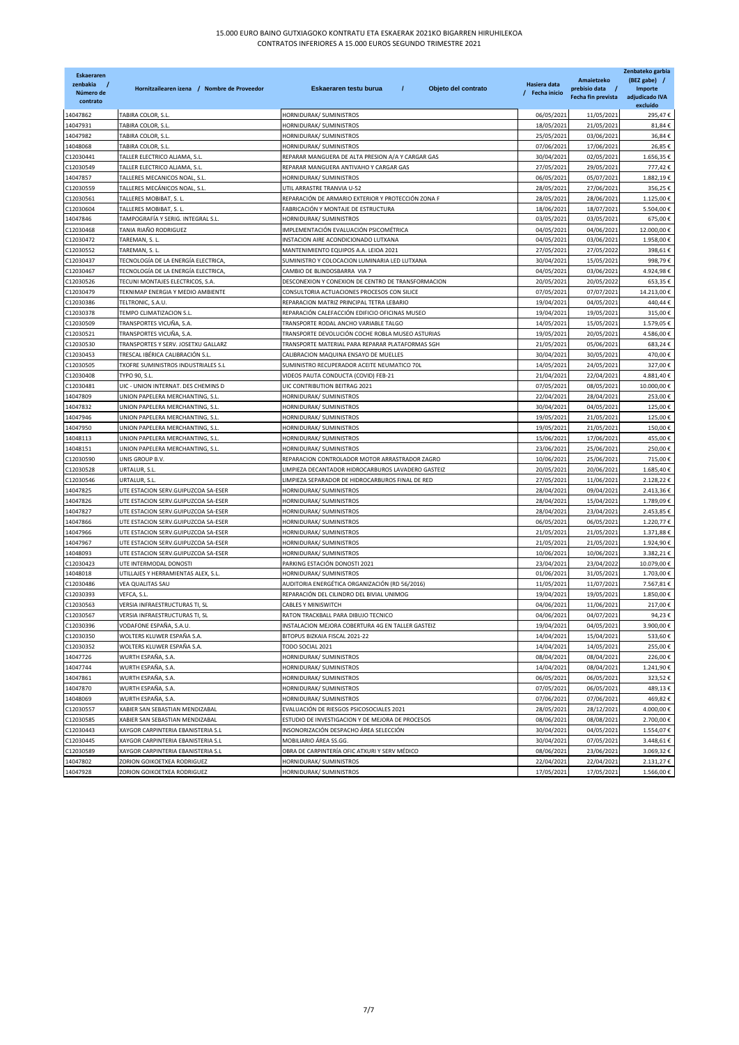15.000 EURO BAINO GUTXIAGOKO KONTRATU ETA ESKAERAK 2021KO BIGARREN HIRUHILEKOA
CONTRATOS INFERIORES A 15.000 EUROS SEGUNDO TRIMESTRE 2021

| Eskaeraren zenbakia / Número de contrato | Hornitzailearen izena / Nombre de Proveedor | Eskaeraren testu burua / Objeto del contrato | Hasiera data / Fecha inicio | Amaietzeko prebisio data / Fecha fin prevista | Zenbateko garbia (BEZ gabe) / Importe adjudicado IVA excluido |
|---|---|---|---|---|---|
| 14047862 | TABIRA COLOR, S.L. | HORNIDURAK/ SUMINISTROS | 06/05/2021 | 11/05/2021 | 295,47 € |
| 14047931 | TABIRA COLOR, S.L. | HORNIDURAK/ SUMINISTROS | 18/05/2021 | 21/05/2021 | 81,84 € |
| 14047982 | TABIRA COLOR, S.L. | HORNIDURAK/ SUMINISTROS | 25/05/2021 | 03/06/2021 | 36,84 € |
| 14048068 | TABIRA COLOR, S.L. | HORNIDURAK/ SUMINISTROS | 07/06/2021 | 17/06/2021 | 26,85 € |
| C12030441 | TALLER ELECTRICO ALJAMA, S.L. | REPARAR MANGUERA DE ALTA PRESION A/A Y CARGAR GAS | 30/04/2021 | 02/05/2021 | 1.656,35 € |
| C12030549 | TALLER ELECTRICO ALJAMA, S.L. | REPARAR MANGUERA ANTIVAHO Y CARGAR GAS | 27/05/2021 | 29/05/2021 | 777,42 € |
| 14047857 | TALLERES MECANICOS NOAL, S.L. | HORNIDURAK/ SUMINISTROS | 06/05/2021 | 05/07/2021 | 1.882,19 € |
| C12030559 | TALLERES MECÁNICOS NOAL, S.L. | UTIL ARRASTRE TRANVIA U-52 | 28/05/2021 | 27/06/2021 | 356,25 € |
| C12030561 | TALLERES MOBIBAT, S. L. | REPARACIÓN DE ARMARIO EXTERIOR Y PROTECCIÓN ZONA F | 28/05/2021 | 28/06/2021 | 1.125,00 € |
| C12030604 | TALLERES MOBIBAT, S. L. | FABRICACIÓN Y MONTAJE DE ESTRUCTURA | 18/06/2021 | 18/07/2021 | 5.504,00 € |
| 14047846 | TAMPOGRAFÍA Y SERIG. INTEGRAL S.L. | HORNIDURAK/ SUMINISTROS | 03/05/2021 | 03/05/2021 | 675,00 € |
| C12030468 | TANIA RIAÑO RODRIGUEZ | IMPLEMENTACIÓN EVALUACIÓN PSICOMÉTRICA | 04/05/2021 | 04/06/2021 | 12.000,00 € |
| C12030472 | TAREMAN, S. L. | INSTACION AIRE ACONDICIONADO LUTXANA | 04/05/2021 | 03/06/2021 | 1.958,00 € |
| C12030552 | TAREMAN, S. L. | MANTENIMIENTO EQUIPOS A.A. LEIOA 2021 | 27/05/2021 | 27/05/2022 | 398,61 € |
| C12030437 | TECNOLOGÍA DE LA ENERGÍA ELECTRICA, | SUMINISTRO Y COLOCACION LUMINARIA LED LUTXANA | 30/04/2021 | 15/05/2021 | 998,79 € |
| C12030467 | TECNOLOGÍA DE LA ENERGÍA ELECTRICA, | CAMBIO DE BLINDOSBARRA VIA 7 | 04/05/2021 | 03/06/2021 | 4.924,98 € |
| C12030526 | TECUNI MONTAJES ELECTRICOS, S.A. | DESCONEXION Y CONEXION DE CENTRO DE TRANSFORMACION | 20/05/2021 | 20/05/2022 | 653,35 € |
| C12030479 | TEKNIMAP ENERGIA Y MEDIO AMBIENTE | CONSULTORIA ACTUACIONES PROCESOS CON SILICE | 07/05/2021 | 07/07/2021 | 14.213,00 € |
| C12030386 | TELTRONIC, S.A.U. | REPARACION MATRIZ PRINCIPAL TETRA LEBARIO | 19/04/2021 | 04/05/2021 | 440,44 € |
| C12030378 | TEMPO CLIMATIZACION S.L. | REPARACIÓN CALEFACCIÓN EDIFICIO OFICINAS MUSEO | 19/04/2021 | 19/05/2021 | 315,00 € |
| C12030509 | TRANSPORTES VICUÑA, S.A. | TRANSPORTE RODAL ANCHO VARIABLE TALGO | 14/05/2021 | 15/05/2021 | 1.579,05 € |
| C12030521 | TRANSPORTES VICUÑA, S.A. | TRANSPORTE DEVOLUCIÓN COCHE ROBLA MUSEO ASTURIAS | 19/05/2021 | 20/05/2021 | 4.586,00 € |
| C12030530 | TRANSPORTES Y SERV. JOSETXU GALLARZ | TRANSPORTE MATERIAL PARA REPARAR PLATAFORMAS SGH | 21/05/2021 | 05/06/2021 | 683,24 € |
| C12030453 | TRESCAL IBÉRICA CALIBRACIÓN S.L. | CALIBRACION MAQUINA ENSAYO DE MUELLES | 30/04/2021 | 30/05/2021 | 470,00 € |
| C12030505 | TXOFRE SUMINISTROS INDUSTRIALES S.L | SUMINISTRO RECUPERADOR ACEITE NEUMATICO 70L | 14/05/2021 | 24/05/2021 | 327,00 € |
| C12030408 | TYPO 90, S.L. | VIDEOS PAUTA CONDUCTA (COVID) FEB-21 | 21/04/2021 | 22/04/2021 | 4.881,40 € |
| C12030481 | UIC - UNION INTERNAT. DES CHEMINS D | UIC CONTRIBUTION BEITRAG 2021 | 07/05/2021 | 08/05/2021 | 10.000,00 € |
| 14047809 | UNION PAPELERA MERCHANTING, S.L. | HORNIDURAK/ SUMINISTROS | 22/04/2021 | 28/04/2021 | 253,00 € |
| 14047832 | UNION PAPELERA MERCHANTING, S.L. | HORNIDURAK/ SUMINISTROS | 30/04/2021 | 04/05/2021 | 125,00 € |
| 14047946 | UNION PAPELERA MERCHANTING, S.L. | HORNIDURAK/ SUMINISTROS | 19/05/2021 | 21/05/2021 | 125,00 € |
| 14047950 | UNION PAPELERA MERCHANTING, S.L. | HORNIDURAK/ SUMINISTROS | 19/05/2021 | 21/05/2021 | 150,00 € |
| 14048113 | UNION PAPELERA MERCHANTING, S.L. | HORNIDURAK/ SUMINISTROS | 15/06/2021 | 17/06/2021 | 455,00 € |
| 14048151 | UNION PAPELERA MERCHANTING, S.L. | HORNIDURAK/ SUMINISTROS | 23/06/2021 | 25/06/2021 | 250,00 € |
| C12030590 | UNIS GROUP B.V. | REPARACION CONTROLADOR MOTOR ARRASTRADOR ZAGRO | 10/06/2021 | 25/06/2021 | 715,00 € |
| C12030528 | URTALUR, S.L. | LIMPIEZA DECANTADOR HIDROCARBUROS LAVADERO GASTEIZ | 20/05/2021 | 20/06/2021 | 1.685,40 € |
| C12030546 | URTALUR, S.L. | LIMPIEZA SEPARADOR DE HIDROCARBUROS FINAL DE RED | 27/05/2021 | 11/06/2021 | 2.128,22 € |
| 14047825 | UTE ESTACION SERV.GUIPUZCOA SA-ESER | HORNIDURAK/ SUMINISTROS | 28/04/2021 | 09/04/2021 | 2.413,36 € |
| 14047826 | UTE ESTACION SERV.GUIPUZCOA SA-ESER | HORNIDURAK/ SUMINISTROS | 28/04/2021 | 15/04/2021 | 1.789,09 € |
| 14047827 | UTE ESTACION SERV.GUIPUZCOA SA-ESER | HORNIDURAK/ SUMINISTROS | 28/04/2021 | 23/04/2021 | 2.453,85 € |
| 14047866 | UTE ESTACION SERV.GUIPUZCOA SA-ESER | HORNIDURAK/ SUMINISTROS | 06/05/2021 | 06/05/2021 | 1.220,77 € |
| 14047966 | UTE ESTACION SERV.GUIPUZCOA SA-ESER | HORNIDURAK/ SUMINISTROS | 21/05/2021 | 21/05/2021 | 1.371,88 € |
| 14047967 | UTE ESTACION SERV.GUIPUZCOA SA-ESER | HORNIDURAK/ SUMINISTROS | 21/05/2021 | 21/05/2021 | 1.924,90 € |
| 14048093 | UTE ESTACION SERV.GUIPUZCOA SA-ESER | HORNIDURAK/ SUMINISTROS | 10/06/2021 | 10/06/2021 | 3.382,21 € |
| C12030423 | UTE INTERMODAL DONOSTI | PARKING ESTACIÓN DONOSTI 2021 | 23/04/2021 | 23/04/2022 | 10.079,00 € |
| 14048018 | UTILLAJES Y HERRAMIENTAS ALEX, S.L. | HORNIDURAK/ SUMINISTROS | 01/06/2021 | 31/05/2021 | 1.703,00 € |
| C12030486 | VEA QUALITAS SAU | AUDITORIA ENERGÉTICA ORGANIZACIÓN (RD 56/2016) | 11/05/2021 | 11/07/2021 | 7.567,81 € |
| C12030393 | VEFCA, S.L. | REPARACIÓN DEL CILINDRO DEL BIVIAL UNIMOG | 19/04/2021 | 19/05/2021 | 1.850,00 € |
| C12030563 | VERSIA INFRAESTRUCTURAS TI, SL | CABLES Y MINISWITCH | 04/06/2021 | 11/06/2021 | 217,00 € |
| C12030567 | VERSIA INFRAESTRUCTURAS TI, SL | RATON TRACKBALL PARA DIBUJO TECNICO | 04/06/2021 | 04/07/2021 | 94,23 € |
| C12030396 | VODAFONE ESPAÑA, S.A.U. | INSTALACION MEJORA COBERTURA 4G EN TALLER GASTEIZ | 19/04/2021 | 04/05/2021 | 3.900,00 € |
| C12030350 | WOLTERS KLUWER ESPAÑA S.A. | BITOPUS BIZKAIA FISCAL 2021-22 | 14/04/2021 | 15/04/2021 | 533,60 € |
| C12030352 | WOLTERS KLUWER ESPAÑA S.A. | TODO SOCIAL 2021 | 14/04/2021 | 14/05/2021 | 255,00 € |
| 14047726 | WURTH ESPAÑA, S.A. | HORNIDURAK/ SUMINISTROS | 08/04/2021 | 08/04/2021 | 226,00 € |
| 14047744 | WURTH ESPAÑA, S.A. | HORNIDURAK/ SUMINISTROS | 14/04/2021 | 08/04/2021 | 1.241,90 € |
| 14047861 | WURTH ESPAÑA, S.A. | HORNIDURAK/ SUMINISTROS | 06/05/2021 | 06/05/2021 | 323,52 € |
| 14047870 | WURTH ESPAÑA, S.A. | HORNIDURAK/ SUMINISTROS | 07/05/2021 | 06/05/2021 | 489,13 € |
| 14048069 | WURTH ESPAÑA, S.A. | HORNIDURAK/ SUMINISTROS | 07/06/2021 | 07/06/2021 | 469,82 € |
| C12030557 | XABIER SAN SEBASTIAN MENDIZABAL | EVALUACIÓN DE RIESGOS PSICOSOCIALES 2021 | 28/05/2021 | 28/12/2021 | 4.000,00 € |
| C12030585 | XABIER SAN SEBASTIAN MENDIZABAL | ESTUDIO DE INVESTIGACION Y DE MEJORA DE PROCESOS | 08/06/2021 | 08/08/2021 | 2.700,00 € |
| C12030443 | XAYGOR CARPINTERIA EBANISTERIA S.L | INSONORIZACIÓN DESPACHO ÁREA SELECCIÓN | 30/04/2021 | 04/05/2021 | 1.554,07 € |
| C12030445 | XAYGOR CARPINTERIA EBANISTERIA S.L | MOBILIARIO ÁREA SS.GG. | 30/04/2021 | 07/05/2021 | 3.448,61 € |
| C12030589 | XAYGOR CARPINTERIA EBANISTERIA S.L | OBRA DE CARPINTERÍA OFIC ATXURI Y SERV MÉDICO | 08/06/2021 | 23/06/2021 | 3.069,32 € |
| 14047802 | ZORION GOIKOETXEA RODRIGUEZ | HORNIDURAK/ SUMINISTROS | 22/04/2021 | 22/04/2021 | 2.131,27 € |
| 14047928 | ZORION GOIKOETXEA RODRIGUEZ | HORNIDURAK/ SUMINISTROS | 17/05/2021 | 17/05/2021 | 1.566,00 € |